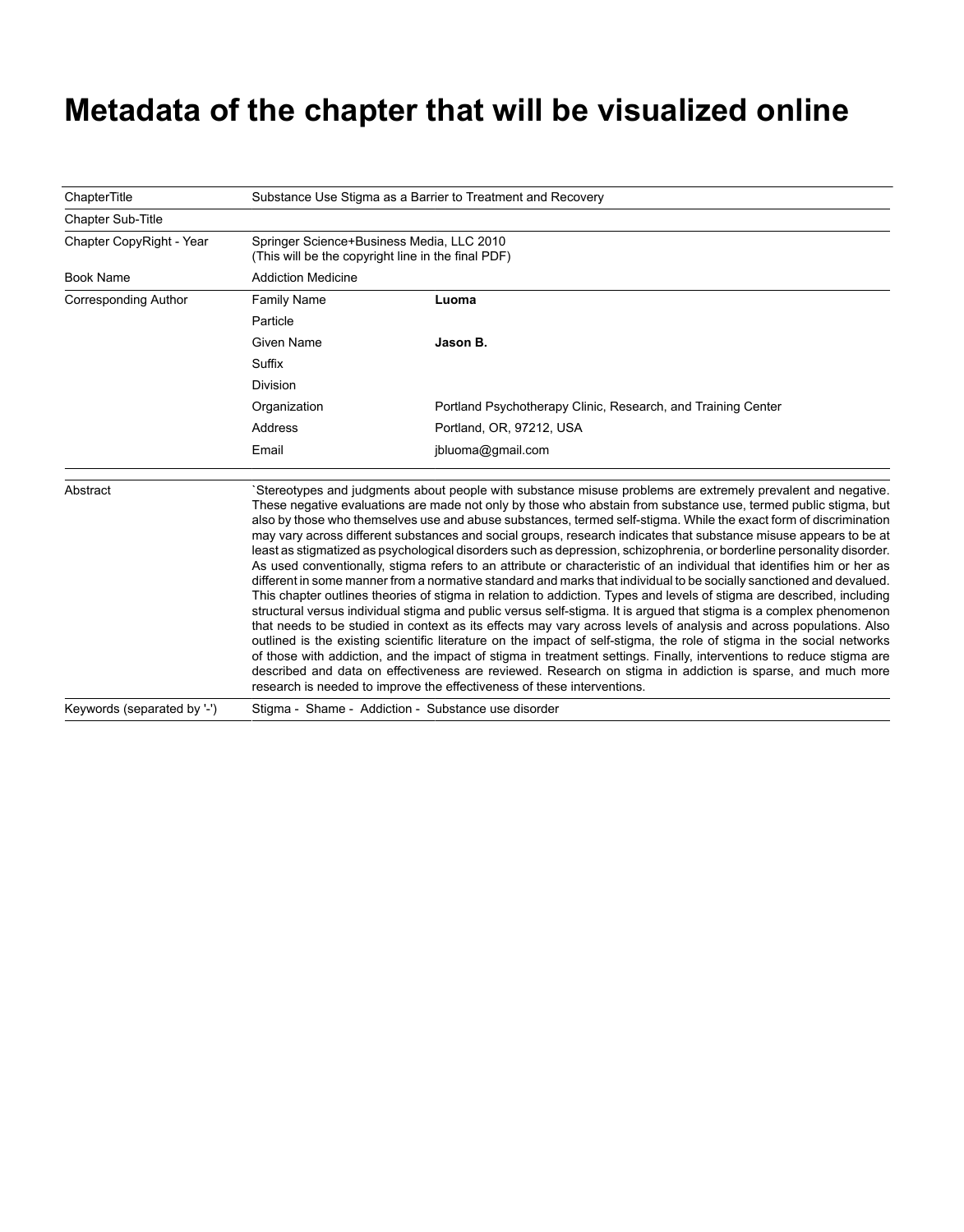# Metadata of the chapter that will be visualized online

| ChapterTitle | Substance Use Stigma as a Barrier to Treatment and Recovery | |
|---|---|---|
| Chapter Sub-Title | | |
| Chapter CopyRight - Year | Springer Science+Business Media, LLC 2010 (This will be the copyright line in the final PDF) | |
| Book Name | Addiction Medicine | |
| Corresponding Author | Family Name | **Luoma** |
| | Particle | |
| | Given Name | **Jason B.** |
| | Suffix | |
| | Division | |
| | Organization | Portland Psychotherapy Clinic, Research, and Training Center |
| | Address | Portland, OR, 97212, USA |
| | Email | jbluoma@gmail.com |

| Abstract | `Stereotypes and judgments about people with substance misuse problems are extremely prevalent and negative. These negative evaluations are made not only by those who abstain from substance use, termed public stigma, but also by those who themselves use and abuse substances, termed self-stigma. While the exact form of discrimination may vary across different substances and social groups, research indicates that substance misuse appears to be at least as stigmatized as psychological disorders such as depression, schizophrenia, or borderline personality disorder. As used conventionally, stigma refers to an attribute or characteristic of an individual that identifies him or her as different in some manner from a normative standard and marks that individual to be socially sanctioned and devalued. This chapter outlines theories of stigma in relation to addiction. Types and levels of stigma are described, including structural versus individual stigma and public versus self-stigma. It is argued that stigma is a complex phenomenon that needs to be studied in context as its effects may vary across levels of analysis and across populations. Also outlined is the existing scientific literature on the impact of self-stigma, the role of stigma in the social networks of those with addiction, and the impact of stigma in treatment settings. Finally, interventions to reduce stigma are described and data on effectiveness are reviewed. Research on stigma in addiction is sparse, and much more research is needed to improve the effectiveness of these interventions. |
|---|---|
| Keywords (separated by '-') | Stigma - Shame - Addiction - Substance use disorder |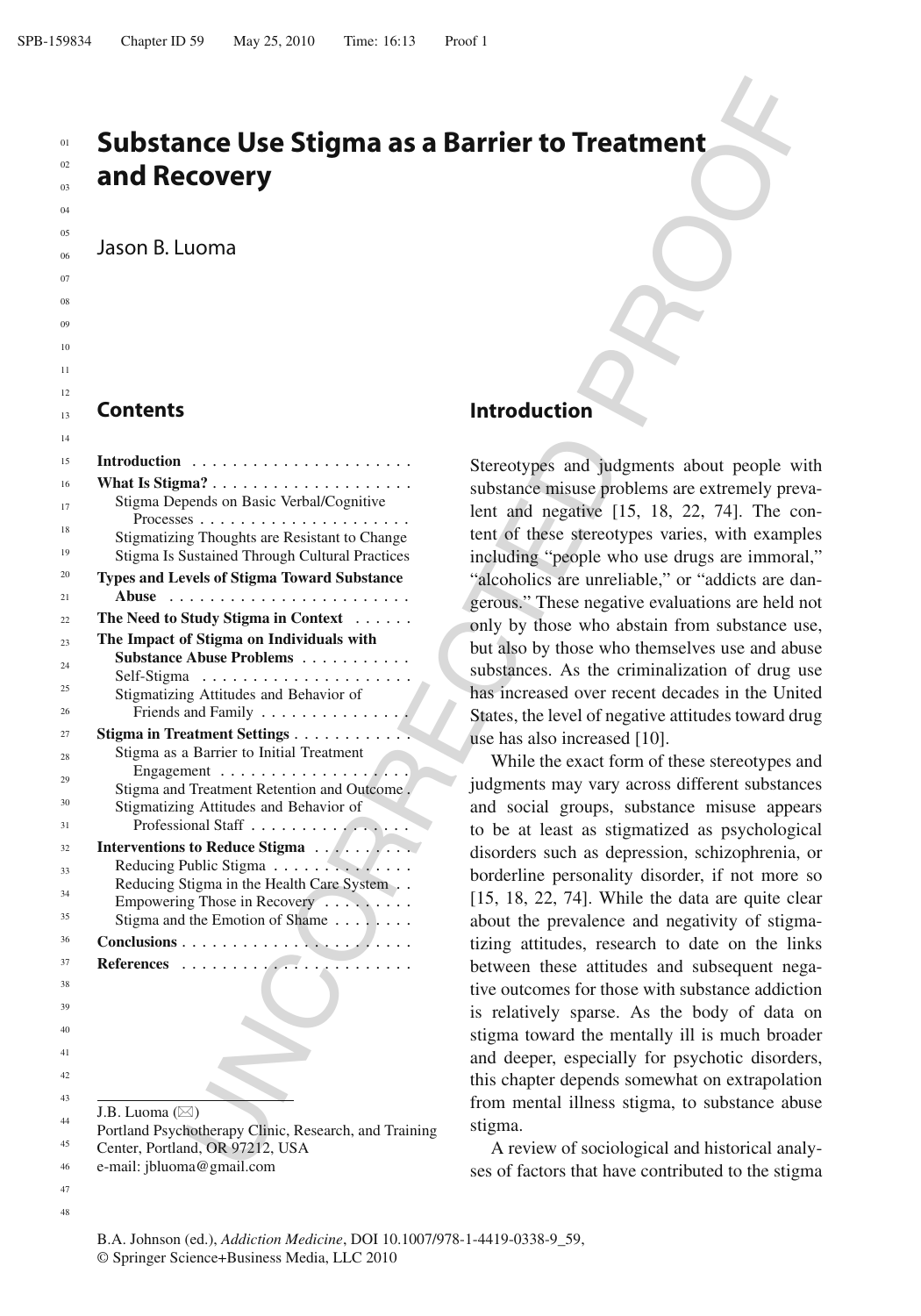# Substance Use Stigma as a Barrier to Treatment and Recovery

Jason B. Luoma

## Contents

**Introduction**
**What Is Stigma?**
- Stigma Depends on Basic Verbal/Cognitive Processes
- Stigmatizing Thoughts are Resistant to Change
- Stigma Is Sustained Through Cultural Practices

**Types and Levels of Stigma Toward Substance Abuse**
**The Need to Study Stigma in Context**
**The Impact of Stigma on Individuals with Substance Abuse Problems**
- Self-Stigma
- Stigmatizing Attitudes and Behavior of Friends and Family

**Stigma in Treatment Settings**
- Stigma as a Barrier to Initial Treatment Engagement
- Stigma and Treatment Retention and Outcome
- Stigmatizing Attitudes and Behavior of Professional Staff

**Interventions to Reduce Stigma**
- Reducing Public Stigma
- Reducing Stigma in the Health Care System
- Empowering Those in Recovery
- Stigma and the Emotion of Shame

**Conclusions**
**References**

J.B. Luoma (✉)
Portland Psychotherapy Clinic, Research, and Training Center, Portland, OR 97212, USA
e-mail: jbluoma@gmail.com

## Introduction

Stereotypes and judgments about people with substance misuse problems are extremely prevalent and negative [15, 18, 22, 74]. The content of these stereotypes varies, with examples including "people who use drugs are immoral," "alcoholics are unreliable," or "addicts are dangerous." These negative evaluations are held not only by those who abstain from substance use, but also by those who themselves use and abuse substances. As the criminalization of drug use has increased over recent decades in the United States, the level of negative attitudes toward drug use has also increased [10].

While the exact form of these stereotypes and judgments may vary across different substances and social groups, substance misuse appears to be at least as stigmatized as psychological disorders such as depression, schizophrenia, or borderline personality disorder, if not more so [15, 18, 22, 74]. While the data are quite clear about the prevalence and negativity of stigmatizing attitudes, research to date on the links between these attitudes and subsequent negative outcomes for those with substance addiction is relatively sparse. As the body of data on stigma toward the mentally ill is much broader and deeper, especially for psychotic disorders, this chapter depends somewhat on extrapolation from mental illness stigma, to substance abuse stigma.

A review of sociological and historical analyses of factors that have contributed to the stigma

B.A. Johnson (ed.), *Addiction Medicine*, DOI 10.1007/978-1-4419-0338-9_59,
© Springer Science+Business Media, LLC 2010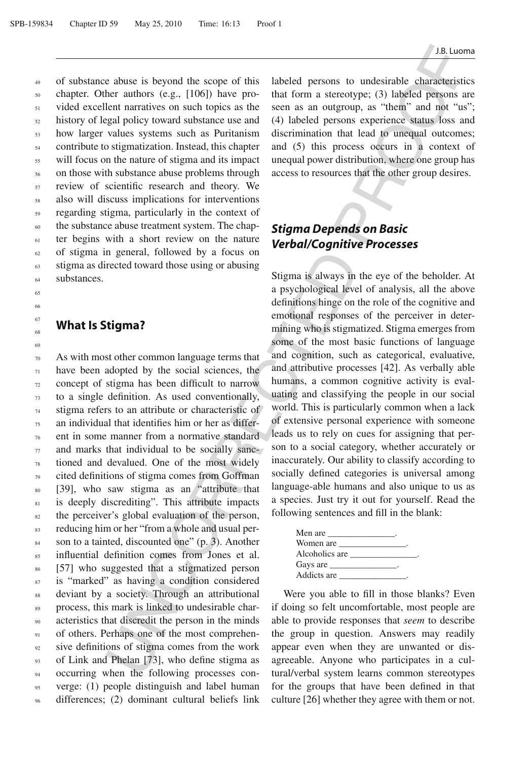of substance abuse is beyond the scope of this chapter. Other authors (e.g., [106]) have provided excellent narratives on such topics as the history of legal policy toward substance use and how larger values systems such as Puritanism contribute to stigmatization. Instead, this chapter will focus on the nature of stigma and its impact on those with substance abuse problems through review of scientific research and theory. We also will discuss implications for interventions regarding stigma, particularly in the context of the substance abuse treatment system. The chapter begins with a short review on the nature of stigma in general, followed by a focus on stigma as directed toward those using or abusing substances.

## What Is Stigma?

As with most other common language terms that have been adopted by the social sciences, the concept of stigma has been difficult to narrow to a single definition. As used conventionally, stigma refers to an attribute or characteristic of an individual that identifies him or her as different in some manner from a normative standard and marks that individual to be socially sanctioned and devalued. One of the most widely cited definitions of stigma comes from Goffman [39], who saw stigma as an "attribute that is deeply discrediting". This attribute impacts the perceiver's global evaluation of the person, reducing him or her "from a whole and usual person to a tainted, discounted one" (p. 3). Another influential definition comes from Jones et al. [57] who suggested that a stigmatized person is "marked" as having a condition considered deviant by a society. Through an attributional process, this mark is linked to undesirable characteristics that discredit the person in the minds of others. Perhaps one of the most comprehensive definitions of stigma comes from the work of Link and Phelan [73], who define stigma as occurring when the following processes converge: (1) people distinguish and label human differences; (2) dominant cultural beliefs link labeled persons to undesirable characteristics that form a stereotype; (3) labeled persons are seen as an outgroup, as "them" and not "us"; (4) labeled persons experience status loss and discrimination that lead to unequal outcomes; and (5) this process occurs in a context of unequal power distribution, where one group has access to resources that the other group desires.

## *Stigma Depends on Basic Verbal/Cognitive Processes*

Stigma is always in the eye of the beholder. At a psychological level of analysis, all the above definitions hinge on the role of the cognitive and emotional responses of the perceiver in determining who is stigmatized. Stigma emerges from some of the most basic functions of language and cognition, such as categorical, evaluative, and attributive processes [42]. As verbally able humans, a common cognitive activity is evaluating and classifying the people in our social world. This is particularly common when a lack of extensive personal experience with someone leads us to rely on cues for assigning that person to a social category, whether accurately or inaccurately. Our ability to classify according to socially defined categories is universal among language-able humans and also unique to us as a species. Just try it out for yourself. Read the following sentences and fill in the blank:

Men are _______________.
Women are _______________.
Alcoholics are _______________.
Gays are _______________.
Addicts are _______________.

Were you able to fill in those blanks? Even if doing so felt uncomfortable, most people are able to provide responses that *seem* to describe the group in question. Answers may readily appear even when they are unwanted or disagreeable. Anyone who participates in a cultural/verbal system learns common stereotypes for the groups that have been defined in that culture [26] whether they agree with them or not.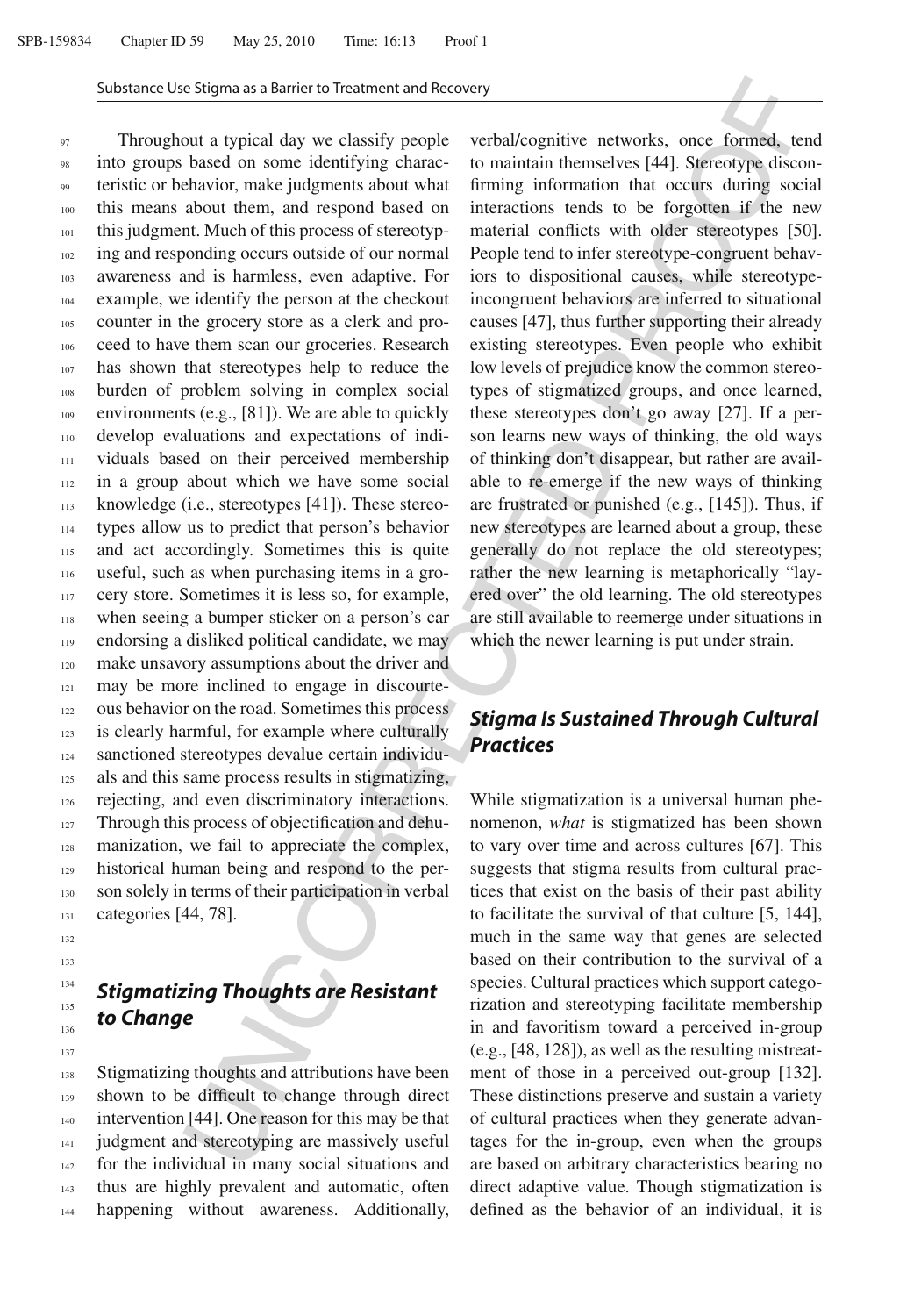Throughout a typical day we classify people into groups based on some identifying characteristic or behavior, make judgments about what this means about them, and respond based on this judgment. Much of this process of stereotyping and responding occurs outside of our normal awareness and is harmless, even adaptive. For example, we identify the person at the checkout counter in the grocery store as a clerk and proceed to have them scan our groceries. Research has shown that stereotypes help to reduce the burden of problem solving in complex social environments (e.g., [81]). We are able to quickly develop evaluations and expectations of individuals based on their perceived membership in a group about which we have some social knowledge (i.e., stereotypes [41]). These stereotypes allow us to predict that person's behavior and act accordingly. Sometimes this is quite useful, such as when purchasing items in a grocery store. Sometimes it is less so, for example, when seeing a bumper sticker on a person's car endorsing a disliked political candidate, we may make unsavory assumptions about the driver and may be more inclined to engage in discourteous behavior on the road. Sometimes this process is clearly harmful, for example where culturally sanctioned stereotypes devalue certain individuals and this same process results in stigmatizing, rejecting, and even discriminatory interactions. Through this process of objectification and dehumanization, we fail to appreciate the complex, historical human being and respond to the person solely in terms of their participation in verbal categories [44, 78].

## Stigmatizing Thoughts are Resistant to Change

Stigmatizing thoughts and attributions have been shown to be difficult to change through direct intervention [44]. One reason for this may be that judgment and stereotyping are massively useful for the individual in many social situations and thus are highly prevalent and automatic, often happening without awareness. Additionally, verbal/cognitive networks, once formed, tend to maintain themselves [44]. Stereotype disconfirming information that occurs during social interactions tends to be forgotten if the new material conflicts with older stereotypes [50]. People tend to infer stereotype-congruent behaviors to dispositional causes, while stereotype-incongruent behaviors are inferred to situational causes [47], thus further supporting their already existing stereotypes. Even people who exhibit low levels of prejudice know the common stereotypes of stigmatized groups, and once learned, these stereotypes don't go away [27]. If a person learns new ways of thinking, the old ways of thinking don't disappear, but rather are available to re-emerge if the new ways of thinking are frustrated or punished (e.g., [145]). Thus, if new stereotypes are learned about a group, these generally do not replace the old stereotypes; rather the new learning is metaphorically "layered over" the old learning. The old stereotypes are still available to reemerge under situations in which the newer learning is put under strain.

## Stigma Is Sustained Through Cultural Practices

While stigmatization is a universal human phenomenon, *what* is stigmatized has been shown to vary over time and across cultures [67]. This suggests that stigma results from cultural practices that exist on the basis of their past ability to facilitate the survival of that culture [5, 144], much in the same way that genes are selected based on their contribution to the survival of a species. Cultural practices which support categorization and stereotyping facilitate membership in and favoritism toward a perceived in-group (e.g., [48, 128]), as well as the resulting mistreatment of those in a perceived out-group [132]. These distinctions preserve and sustain a variety of cultural practices when they generate advantages for the in-group, even when the groups are based on arbitrary characteristics bearing no direct adaptive value. Though stigmatization is defined as the behavior of an individual, it is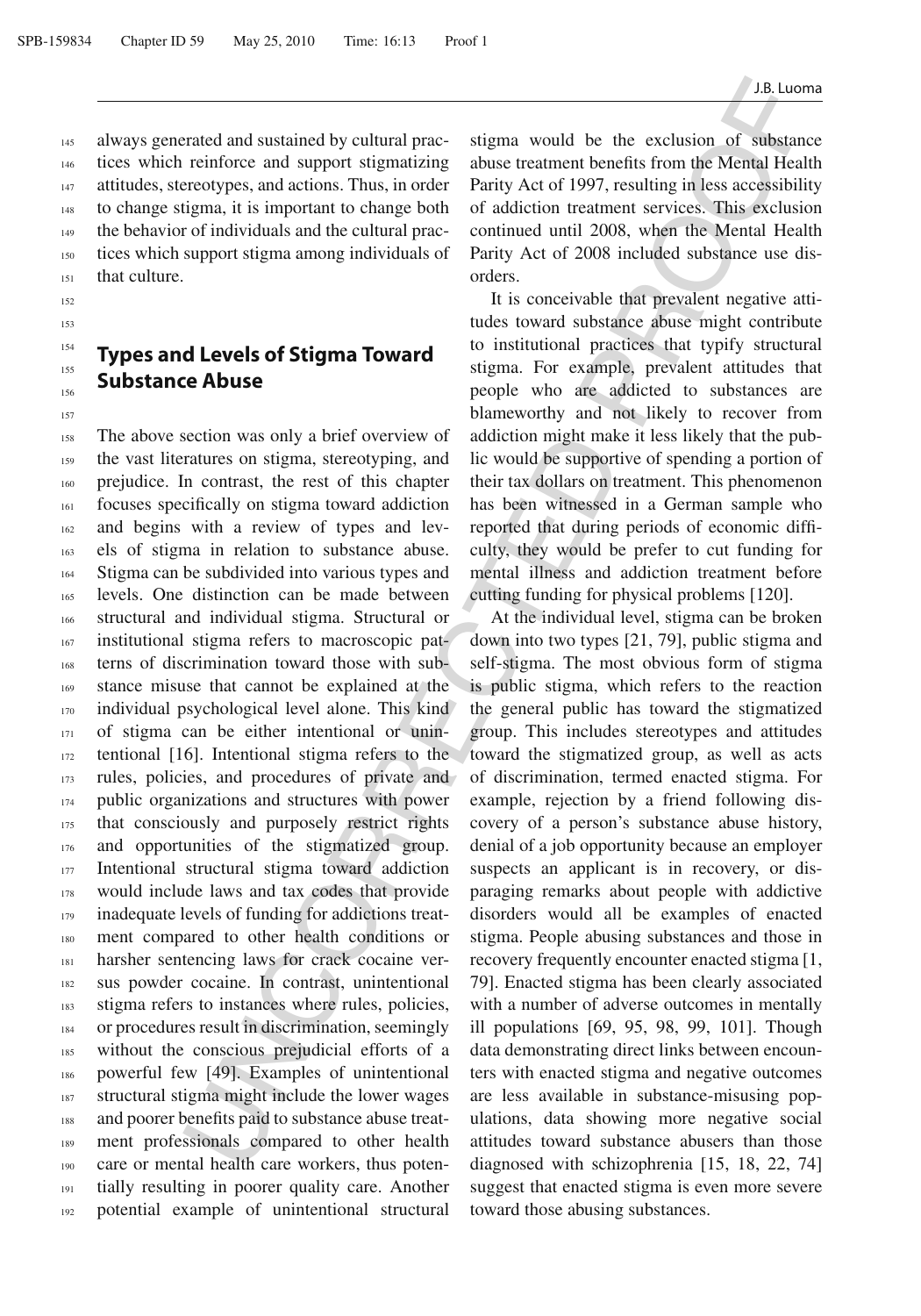always generated and sustained by cultural practices which reinforce and support stigmatizing attitudes, stereotypes, and actions. Thus, in order to change stigma, it is important to change both the behavior of individuals and the cultural practices which support stigma among individuals of that culture.

## Types and Levels of Stigma Toward Substance Abuse

The above section was only a brief overview of the vast literatures on stigma, stereotyping, and prejudice. In contrast, the rest of this chapter focuses specifically on stigma toward addiction and begins with a review of types and levels of stigma in relation to substance abuse. Stigma can be subdivided into various types and levels. One distinction can be made between structural and individual stigma. Structural or institutional stigma refers to macroscopic patterns of discrimination toward those with substance misuse that cannot be explained at the individual psychological level alone. This kind of stigma can be either intentional or unintentional [16]. Intentional stigma refers to the rules, policies, and procedures of private and public organizations and structures with power that consciously and purposely restrict rights and opportunities of the stigmatized group. Intentional structural stigma toward addiction would include laws and tax codes that provide inadequate levels of funding for addictions treatment compared to other health conditions or harsher sentencing laws for crack cocaine versus powder cocaine. In contrast, unintentional stigma refers to instances where rules, policies, or procedures result in discrimination, seemingly without the conscious prejudicial efforts of a powerful few [49]. Examples of unintentional structural stigma might include the lower wages and poorer benefits paid to substance abuse treatment professionals compared to other health care or mental health care workers, thus potentially resulting in poorer quality care. Another potential example of unintentional structural stigma would be the exclusion of substance abuse treatment benefits from the Mental Health Parity Act of 1997, resulting in less accessibility of addiction treatment services. This exclusion continued until 2008, when the Mental Health Parity Act of 2008 included substance use disorders.

It is conceivable that prevalent negative attitudes toward substance abuse might contribute to institutional practices that typify structural stigma. For example, prevalent attitudes that people who are addicted to substances are blameworthy and not likely to recover from addiction might make it less likely that the public would be supportive of spending a portion of their tax dollars on treatment. This phenomenon has been witnessed in a German sample who reported that during periods of economic difficulty, they would be prefer to cut funding for mental illness and addiction treatment before cutting funding for physical problems [120].

At the individual level, stigma can be broken down into two types [21, 79], public stigma and self-stigma. The most obvious form of stigma is public stigma, which refers to the reaction the general public has toward the stigmatized group. This includes stereotypes and attitudes toward the stigmatized group, as well as acts of discrimination, termed enacted stigma. For example, rejection by a friend following discovery of a person's substance abuse history, denial of a job opportunity because an employer suspects an applicant is in recovery, or disparaging remarks about people with addictive disorders would all be examples of enacted stigma. People abusing substances and those in recovery frequently encounter enacted stigma [1, 79]. Enacted stigma has been clearly associated with a number of adverse outcomes in mentally ill populations [69, 95, 98, 99, 101]. Though data demonstrating direct links between encounters with enacted stigma and negative outcomes are less available in substance-misusing populations, data showing more negative social attitudes toward substance abusers than those diagnosed with schizophrenia [15, 18, 22, 74] suggest that enacted stigma is even more severe toward those abusing substances.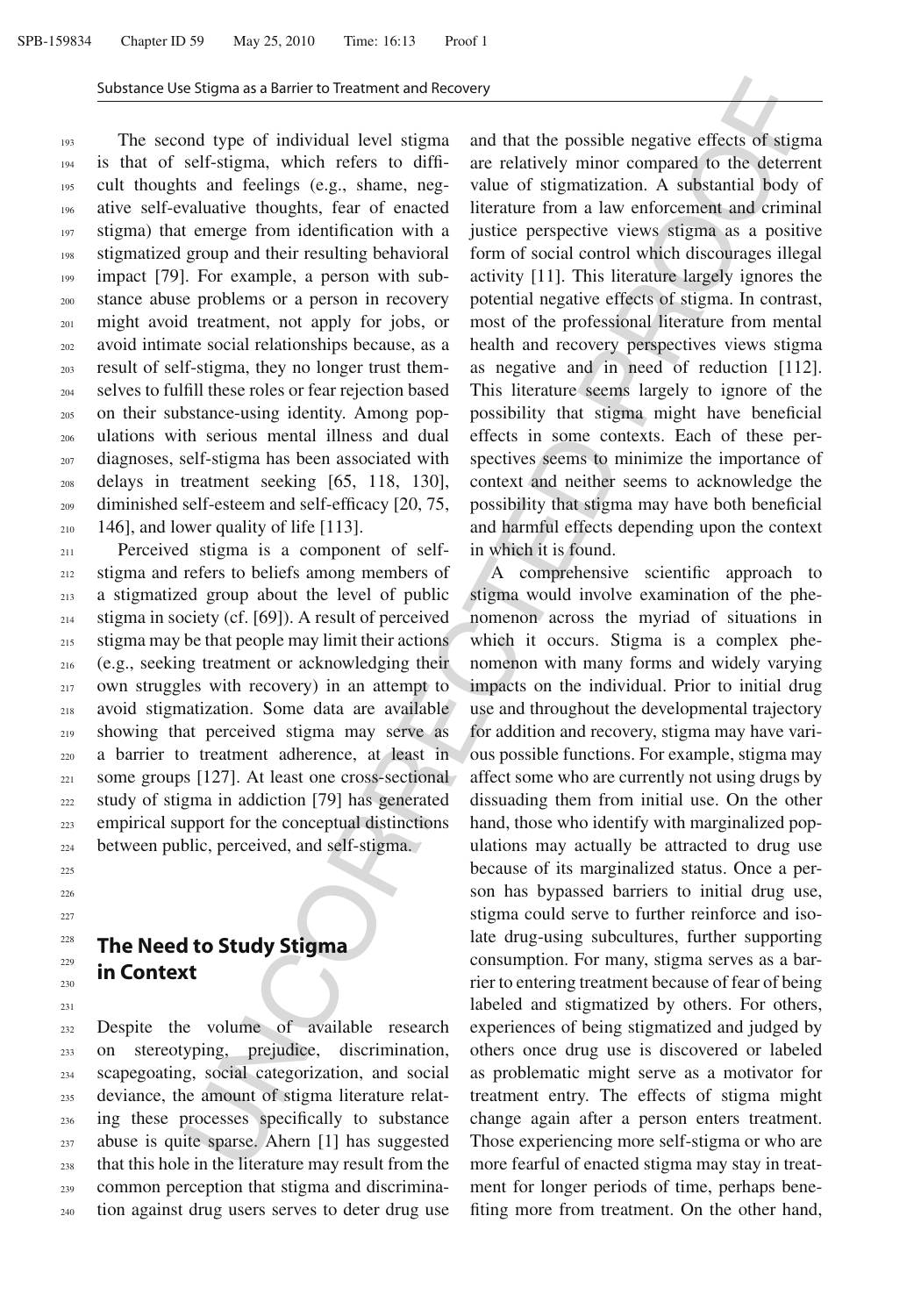The second type of individual level stigma is that of self-stigma, which refers to difficult thoughts and feelings (e.g., shame, negative self-evaluative thoughts, fear of enacted stigma) that emerge from identification with a stigmatized group and their resulting behavioral impact [79]. For example, a person with substance abuse problems or a person in recovery might avoid treatment, not apply for jobs, or avoid intimate social relationships because, as a result of self-stigma, they no longer trust themselves to fulfill these roles or fear rejection based on their substance-using identity. Among populations with serious mental illness and dual diagnoses, self-stigma has been associated with delays in treatment seeking [65, 118, 130], diminished self-esteem and self-efficacy [20, 75, 146], and lower quality of life [113].

Perceived stigma is a component of self-stigma and refers to beliefs among members of a stigmatized group about the level of public stigma in society (cf. [69]). A result of perceived stigma may be that people may limit their actions (e.g., seeking treatment or acknowledging their own struggles with recovery) in an attempt to avoid stigmatization. Some data are available showing that perceived stigma may serve as a barrier to treatment adherence, at least in some groups [127]. At least one cross-sectional study of stigma in addiction [79] has generated empirical support for the conceptual distinctions between public, perceived, and self-stigma.

## The Need to Study Stigma in Context

Despite the volume of available research on stereotyping, prejudice, discrimination, scapegoating, social categorization, and social deviance, the amount of stigma literature relating these processes specifically to substance abuse is quite sparse. Ahern [1] has suggested that this hole in the literature may result from the common perception that stigma and discrimination against drug users serves to deter drug use and that the possible negative effects of stigma are relatively minor compared to the deterrent value of stigmatization. A substantial body of literature from a law enforcement and criminal justice perspective views stigma as a positive form of social control which discourages illegal activity [11]. This literature largely ignores the potential negative effects of stigma. In contrast, most of the professional literature from mental health and recovery perspectives views stigma as negative and in need of reduction [112]. This literature seems largely to ignore of the possibility that stigma might have beneficial effects in some contexts. Each of these perspectives seems to minimize the importance of context and neither seems to acknowledge the possibility that stigma may have both beneficial and harmful effects depending upon the context in which it is found.

A comprehensive scientific approach to stigma would involve examination of the phenomenon across the myriad of situations in which it occurs. Stigma is a complex phenomenon with many forms and widely varying impacts on the individual. Prior to initial drug use and throughout the developmental trajectory for addiction and recovery, stigma may have various possible functions. For example, stigma may affect some who are currently not using drugs by dissuading them from initial use. On the other hand, those who identify with marginalized populations may actually be attracted to drug use because of its marginalized status. Once a person has bypassed barriers to initial drug use, stigma could serve to further reinforce and isolate drug-using subcultures, further supporting consumption. For many, stigma serves as a barrier to entering treatment because of fear of being labeled and stigmatized by others. For others, experiences of being stigmatized and judged by others once drug use is discovered or labeled as problematic might serve as a motivator for treatment entry. The effects of stigma might change again after a person enters treatment. Those experiencing more self-stigma or who are more fearful of enacted stigma may stay in treatment for longer periods of time, perhaps benefiting more from treatment. On the other hand,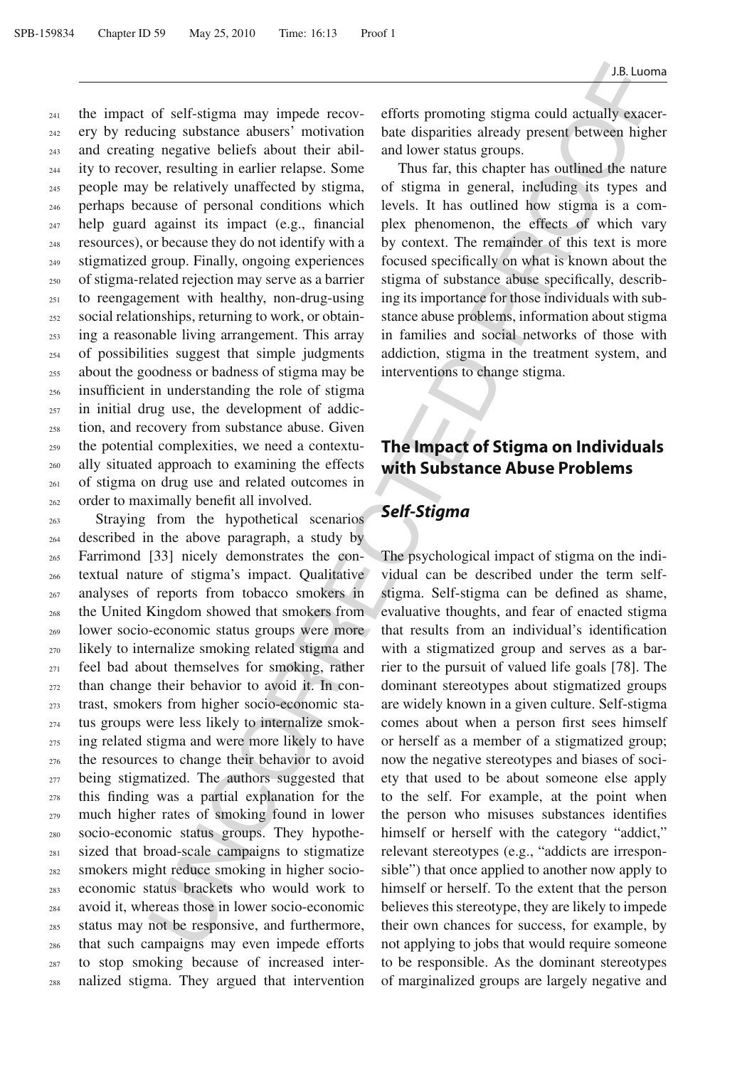the impact of self-stigma may impede recovery by reducing substance abusers' motivation and creating negative beliefs about their ability to recover, resulting in earlier relapse. Some people may be relatively unaffected by stigma, perhaps because of personal conditions which help guard against its impact (e.g., financial resources), or because they do not identify with a stigmatized group. Finally, ongoing experiences of stigma-related rejection may serve as a barrier to reengagement with healthy, non-drug-using social relationships, returning to work, or obtaining a reasonable living arrangement. This array of possibilities suggest that simple judgments about the goodness or badness of stigma may be insufficient in understanding the role of stigma in initial drug use, the development of addiction, and recovery from substance abuse. Given the potential complexities, we need a contextually situated approach to examining the effects of stigma on drug use and related outcomes in order to maximally benefit all involved.

Straying from the hypothetical scenarios described in the above paragraph, a study by Farrimond [33] nicely demonstrates the contextual nature of stigma's impact. Qualitative analyses of reports from tobacco smokers in the United Kingdom showed that smokers from lower socio-economic status groups were more likely to internalize smoking related stigma and feel bad about themselves for smoking, rather than change their behavior to avoid it. In contrast, smokers from higher socio-economic status groups were less likely to internalize smoking related stigma and were more likely to have the resources to change their behavior to avoid being stigmatized. The authors suggested that this finding was a partial explanation for the much higher rates of smoking found in lower socio-economic status groups. They hypothesized that broad-scale campaigns to stigmatize smokers might reduce smoking in higher socio-economic status brackets who would work to avoid it, whereas those in lower socio-economic status may not be responsive, and furthermore, that such campaigns may even impede efforts to stop smoking because of increased internalized stigma. They argued that intervention efforts promoting stigma could actually exacerbate disparities already present between higher and lower status groups.

Thus far, this chapter has outlined the nature of stigma in general, including its types and levels. It has outlined how stigma is a complex phenomenon, the effects of which vary by context. The remainder of this text is more focused specifically on what is known about the stigma of substance abuse specifically, describing its importance for those individuals with substance abuse problems, information about stigma in families and social networks of those with addiction, stigma in the treatment system, and interventions to change stigma.

## The Impact of Stigma on Individuals with Substance Abuse Problems

### *Self-Stigma*

The psychological impact of stigma on the individual can be described under the term self-stigma. Self-stigma can be defined as shame, evaluative thoughts, and fear of enacted stigma that results from an individual's identification with a stigmatized group and serves as a barrier to the pursuit of valued life goals [78]. The dominant stereotypes about stigmatized groups are widely known in a given culture. Self-stigma comes about when a person first sees himself or herself as a member of a stigmatized group; now the negative stereotypes and biases of society that used to be about someone else apply to the self. For example, at the point when the person who misuses substances identifies himself or herself with the category "addict," relevant stereotypes (e.g., "addicts are irresponsible") that once applied to another now apply to himself or herself. To the extent that the person believes this stereotype, they are likely to impede their own chances for success, for example, by not applying to jobs that would require someone to be responsible. As the dominant stereotypes of marginalized groups are largely negative and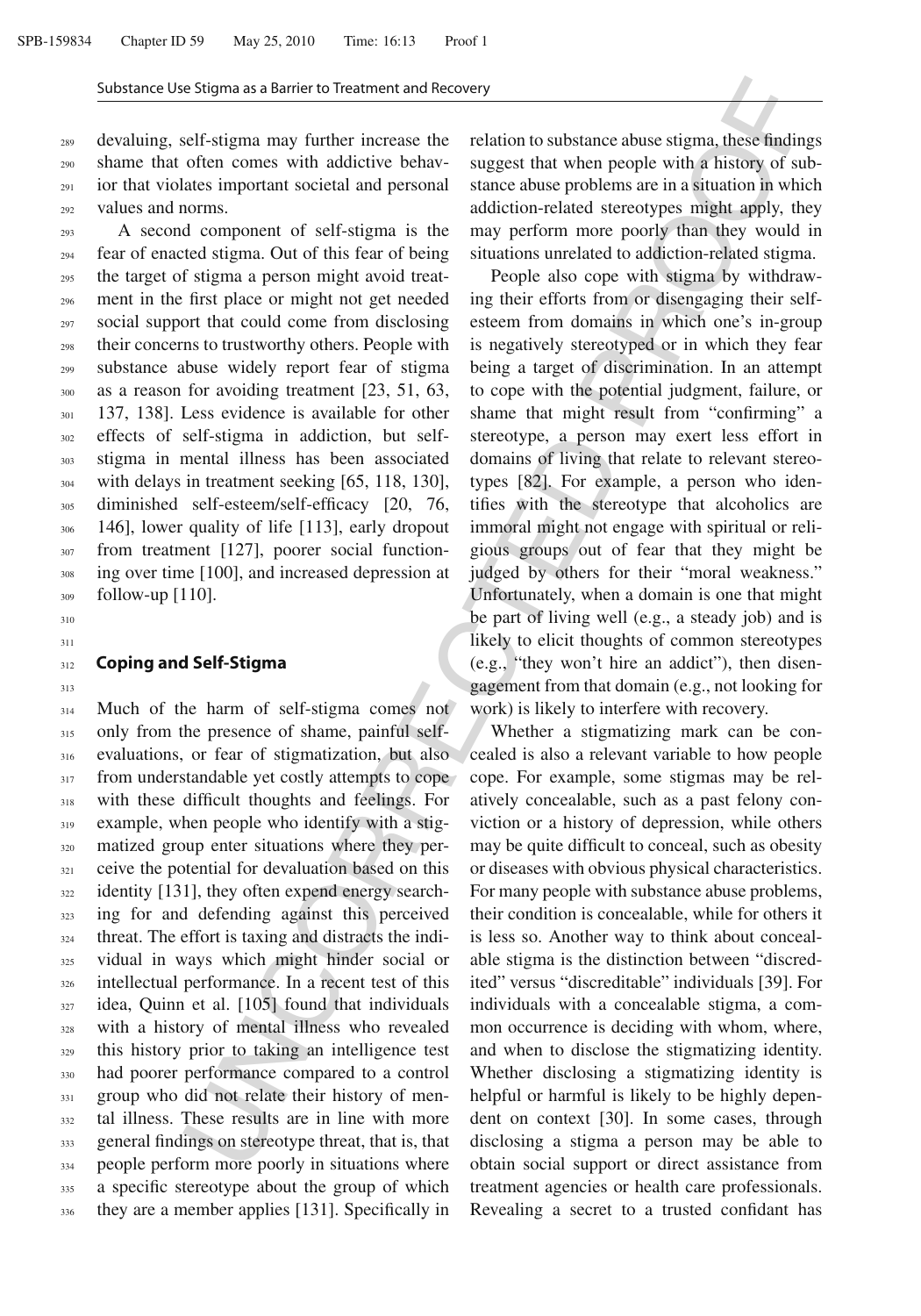devaluing, self-stigma may further increase the shame that often comes with addictive behavior that violates important societal and personal values and norms.

A second component of self-stigma is the fear of enacted stigma. Out of this fear of being the target of stigma a person might avoid treatment in the first place or might not get needed social support that could come from disclosing their concerns to trustworthy others. People with substance abuse widely report fear of stigma as a reason for avoiding treatment [23, 51, 63, 137, 138]. Less evidence is available for other effects of self-stigma in addiction, but self-stigma in mental illness has been associated with delays in treatment seeking [65, 118, 130], diminished self-esteem/self-efficacy [20, 76, 146], lower quality of life [113], early dropout from treatment [127], poorer social functioning over time [100], and increased depression at follow-up [110].

## Coping and Self-Stigma

Much of the harm of self-stigma comes not only from the presence of shame, painful self-evaluations, or fear of stigmatization, but also from understandable yet costly attempts to cope with these difficult thoughts and feelings. For example, when people who identify with a stigmatized group enter situations where they perceive the potential for devaluation based on this identity [131], they often expend energy searching for and defending against this perceived threat. The effort is taxing and distracts the individual in ways which might hinder social or intellectual performance. In a recent test of this idea, Quinn et al. [105] found that individuals with a history of mental illness who revealed this history prior to taking an intelligence test had poorer performance compared to a control group who did not relate their history of mental illness. These results are in line with more general findings on stereotype threat, that is, that people perform more poorly in situations where a specific stereotype about the group of which they are a member applies [131]. Specifically in relation to substance abuse stigma, these findings suggest that when people with a history of substance abuse problems are in a situation in which addiction-related stereotypes might apply, they may perform more poorly than they would in situations unrelated to addiction-related stigma.

People also cope with stigma by withdrawing their efforts from or disengaging their self-esteem from domains in which one's in-group is negatively stereotyped or in which they fear being a target of discrimination. In an attempt to cope with the potential judgment, failure, or shame that might result from "confirming" a stereotype, a person may exert less effort in domains of living that relate to relevant stereotypes [82]. For example, a person who identifies with the stereotype that alcoholics are immoral might not engage with spiritual or religious groups out of fear that they might be judged by others for their "moral weakness." Unfortunately, when a domain is one that might be part of living well (e.g., a steady job) and is likely to elicit thoughts of common stereotypes (e.g., "they won't hire an addict"), then disengagement from that domain (e.g., not looking for work) is likely to interfere with recovery.

Whether a stigmatizing mark can be concealed is also a relevant variable to how people cope. For example, some stigmas may be relatively concealable, such as a past felony conviction or a history of depression, while others may be quite difficult to conceal, such as obesity or diseases with obvious physical characteristics. For many people with substance abuse problems, their condition is concealable, while for others it is less so. Another way to think about concealable stigma is the distinction between "discredited" versus "discreditable" individuals [39]. For individuals with a concealable stigma, a common occurrence is deciding with whom, where, and when to disclose the stigmatizing identity. Whether disclosing a stigmatizing identity is helpful or harmful is likely to be highly dependent on context [30]. In some cases, through disclosing a stigma a person may be able to obtain social support or direct assistance from treatment agencies or health care professionals. Revealing a secret to a trusted confidant has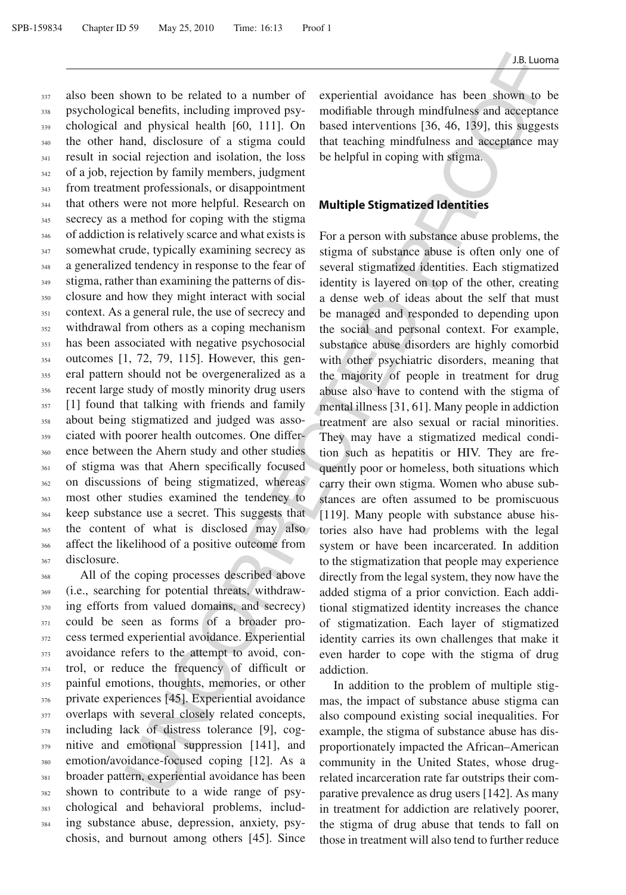also been shown to be related to a number of psychological benefits, including improved psychological and physical health [60, 111]. On the other hand, disclosure of a stigma could result in social rejection and isolation, the loss of a job, rejection by family members, judgment from treatment professionals, or disappointment that others were not more helpful. Research on secrecy as a method for coping with the stigma of addiction is relatively scarce and what exists is somewhat crude, typically examining secrecy as a generalized tendency in response to the fear of stigma, rather than examining the patterns of disclosure and how they might interact with social context. As a general rule, the use of secrecy and withdrawal from others as a coping mechanism has been associated with negative psychosocial outcomes [1, 72, 79, 115]. However, this general pattern should not be overgeneralized as a recent large study of mostly minority drug users [1] found that talking with friends and family about being stigmatized and judged was associated with poorer health outcomes. One difference between the Ahern study and other studies of stigma was that Ahern specifically focused on discussions of being stigmatized, whereas most other studies examined the tendency to keep substance use a secret. This suggests that the content of what is disclosed may also affect the likelihood of a positive outcome from disclosure.

All of the coping processes described above (i.e., searching for potential threats, withdrawing efforts from valued domains, and secrecy) could be seen as forms of a broader process termed experiential avoidance. Experiential avoidance refers to the attempt to avoid, control, or reduce the frequency of difficult or painful emotions, thoughts, memories, or other private experiences [45]. Experiential avoidance overlaps with several closely related concepts, including lack of distress tolerance [9], cognitive and emotional suppression [141], and emotion/avoidance-focused coping [12]. As a broader pattern, experiential avoidance has been shown to contribute to a wide range of psychological and behavioral problems, including substance abuse, depression, anxiety, psychosis, and burnout among others [45]. Since experiential avoidance has been shown to be modifiable through mindfulness and acceptance based interventions [36, 46, 139], this suggests that teaching mindfulness and acceptance may be helpful in coping with stigma.

## Multiple Stigmatized Identities

For a person with substance abuse problems, the stigma of substance abuse is often only one of several stigmatized identities. Each stigmatized identity is layered on top of the other, creating a dense web of ideas about the self that must be managed and responded to depending upon the social and personal context. For example, substance abuse disorders are highly comorbid with other psychiatric disorders, meaning that the majority of people in treatment for drug abuse also have to contend with the stigma of mental illness [31, 61]. Many people in addiction treatment are also sexual or racial minorities. They may have a stigmatized medical condition such as hepatitis or HIV. They are frequently poor or homeless, both situations which carry their own stigma. Women who abuse substances are often assumed to be promiscuous [119]. Many people with substance abuse histories also have had problems with the legal system or have been incarcerated. In addition to the stigmatization that people may experience directly from the legal system, they now have the added stigma of a prior conviction. Each additional stigmatized identity increases the chance of stigmatization. Each layer of stigmatized identity carries its own challenges that make it even harder to cope with the stigma of drug addiction.

In addition to the problem of multiple stigmas, the impact of substance abuse stigma can also compound existing social inequalities. For example, the stigma of substance abuse has disproportionately impacted the African–American community in the United States, whose drug-related incarceration rate far outstrips their comparative prevalence as drug users [142]. As many in treatment for addiction are relatively poorer, the stigma of drug abuse that tends to fall on those in treatment will also tend to further reduce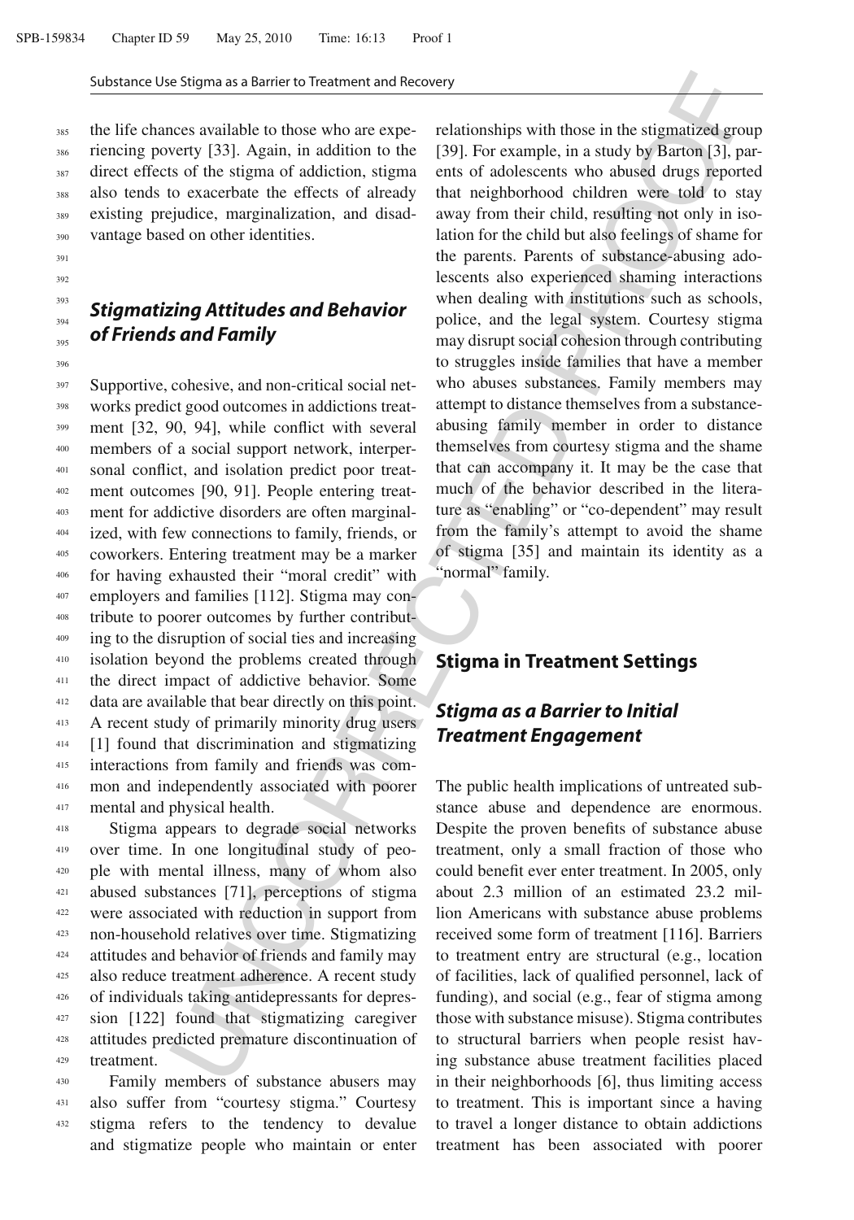the life chances available to those who are experiencing poverty [33]. Again, in addition to the direct effects of the stigma of addiction, stigma also tends to exacerbate the effects of already existing prejudice, marginalization, and disadvantage based on other identities.

### *Stigmatizing Attitudes and Behavior of Friends and Family*

Supportive, cohesive, and non-critical social networks predict good outcomes in addictions treatment [32, 90, 94], while conflict with several members of a social support network, interpersonal conflict, and isolation predict poor treatment outcomes [90, 91]. People entering treatment for addictive disorders are often marginalized, with few connections to family, friends, or coworkers. Entering treatment may be a marker for having exhausted their "moral credit" with employers and families [112]. Stigma may contribute to poorer outcomes by further contributing to the disruption of social ties and increasing isolation beyond the problems created through the direct impact of addictive behavior. Some data are available that bear directly on this point. A recent study of primarily minority drug users [1] found that discrimination and stigmatizing interactions from family and friends was common and independently associated with poorer mental and physical health.

Stigma appears to degrade social networks over time. In one longitudinal study of people with mental illness, many of whom also abused substances [71], perceptions of stigma were associated with reduction in support from non-household relatives over time. Stigmatizing attitudes and behavior of friends and family may also reduce treatment adherence. A recent study of individuals taking antidepressants for depression [122] found that stigmatizing caregiver attitudes predicted premature discontinuation of treatment.

Family members of substance abusers may also suffer from "courtesy stigma." Courtesy stigma refers to the tendency to devalue and stigmatize people who maintain or enter relationships with those in the stigmatized group [39]. For example, in a study by Barton [3], parents of adolescents who abused drugs reported that neighborhood children were told to stay away from their child, resulting not only in isolation for the child but also feelings of shame for the parents. Parents of substance-abusing adolescents also experienced shaming interactions when dealing with institutions such as schools, police, and the legal system. Courtesy stigma may disrupt social cohesion through contributing to struggles inside families that have a member who abuses substances. Family members may attempt to distance themselves from a substance-abusing family member in order to distance themselves from courtesy stigma and the shame that can accompany it. It may be the case that much of the behavior described in the literature as "enabling" or "co-dependent" may result from the family's attempt to avoid the shame of stigma [35] and maintain its identity as a "normal" family.

## Stigma in Treatment Settings

### *Stigma as a Barrier to Initial Treatment Engagement*

The public health implications of untreated substance abuse and dependence are enormous. Despite the proven benefits of substance abuse treatment, only a small fraction of those who could benefit ever enter treatment. In 2005, only about 2.3 million of an estimated 23.2 million Americans with substance abuse problems received some form of treatment [116]. Barriers to treatment entry are structural (e.g., location of facilities, lack of qualified personnel, lack of funding), and social (e.g., fear of stigma among those with substance misuse). Stigma contributes to structural barriers when people resist having substance abuse treatment facilities placed in their neighborhoods [6], thus limiting access to treatment. This is important since a having to travel a longer distance to obtain addictions treatment has been associated with poorer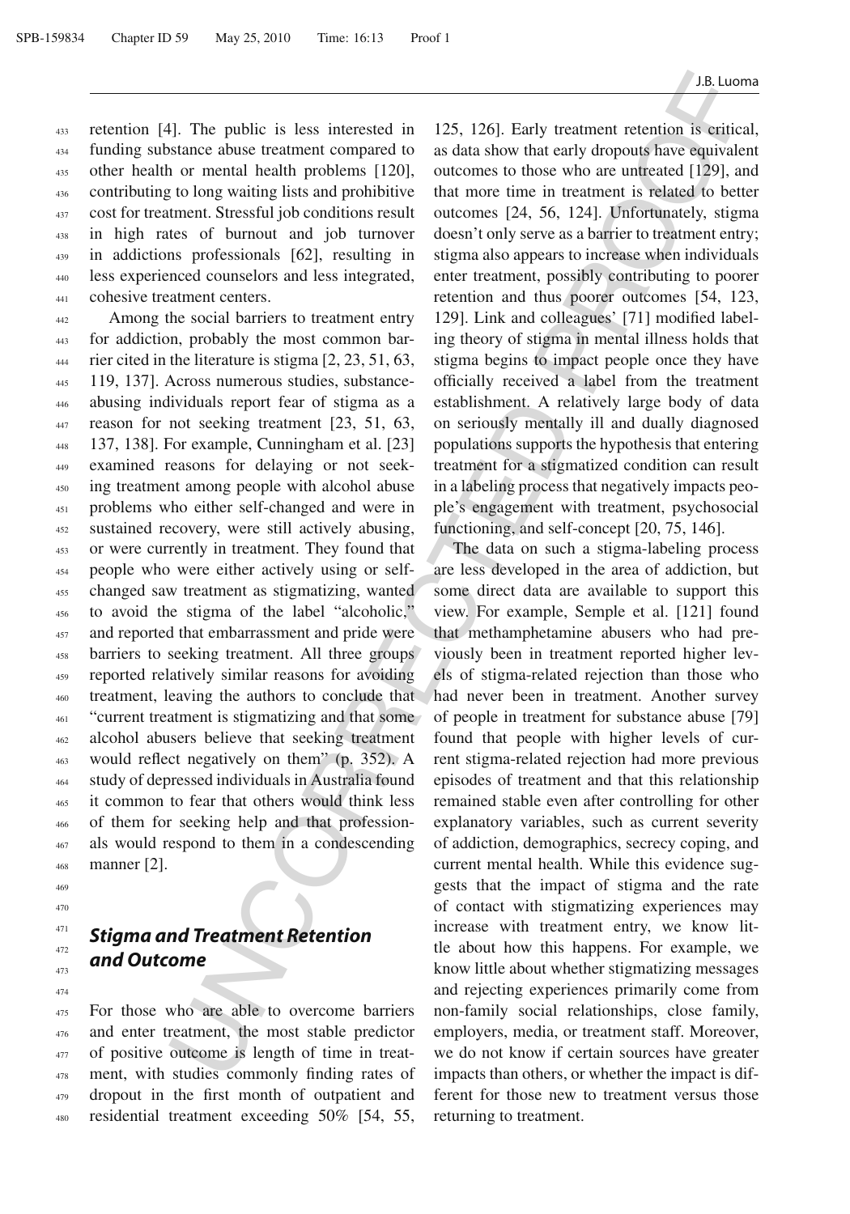retention [4]. The public is less interested in funding substance abuse treatment compared to other health or mental health problems [120], contributing to long waiting lists and prohibitive cost for treatment. Stressful job conditions result in high rates of burnout and job turnover in addictions professionals [62], resulting in less experienced counselors and less integrated, cohesive treatment centers.

Among the social barriers to treatment entry for addiction, probably the most common barrier cited in the literature is stigma [2, 23, 51, 63, 119, 137]. Across numerous studies, substance-abusing individuals report fear of stigma as a reason for not seeking treatment [23, 51, 63, 137, 138]. For example, Cunningham et al. [23] examined reasons for delaying or not seeking treatment among people with alcohol abuse problems who either self-changed and were in sustained recovery, were still actively abusing, or were currently in treatment. They found that people who were either actively using or self-changed saw treatment as stigmatizing, wanted to avoid the stigma of the label "alcoholic," and reported that embarrassment and pride were barriers to seeking treatment. All three groups reported relatively similar reasons for avoiding treatment, leaving the authors to conclude that "current treatment is stigmatizing and that some alcohol abusers believe that seeking treatment would reflect negatively on them" (p. 352). A study of depressed individuals in Australia found it common to fear that others would think less of them for seeking help and that professionals would respond to them in a condescending manner [2].

## Stigma and Treatment Retention and Outcome

For those who are able to overcome barriers and enter treatment, the most stable predictor of positive outcome is length of time in treatment, with studies commonly finding rates of dropout in the first month of outpatient and residential treatment exceeding 50% [54, 55, 125, 126]. Early treatment retention is critical, as data show that early dropouts have equivalent outcomes to those who are untreated [129], and that more time in treatment is related to better outcomes [24, 56, 124]. Unfortunately, stigma doesn't only serve as a barrier to treatment entry; stigma also appears to increase when individuals enter treatment, possibly contributing to poorer retention and thus poorer outcomes [54, 123, 129]. Link and colleagues' [71] modified labeling theory of stigma in mental illness holds that stigma begins to impact people once they have officially received a label from the treatment establishment. A relatively large body of data on seriously mentally ill and dually diagnosed populations supports the hypothesis that entering treatment for a stigmatized condition can result in a labeling process that negatively impacts people's engagement with treatment, psychosocial functioning, and self-concept [20, 75, 146].

The data on such a stigma-labeling process are less developed in the area of addiction, but some direct data are available to support this view. For example, Semple et al. [121] found that methamphetamine abusers who had previously been in treatment reported higher levels of stigma-related rejection than those who had never been in treatment. Another survey of people in treatment for substance abuse [79] found that people with higher levels of current stigma-related rejection had more previous episodes of treatment and that this relationship remained stable even after controlling for other explanatory variables, such as current severity of addiction, demographics, secrecy coping, and current mental health. While this evidence suggests that the impact of stigma and the rate of contact with stigmatizing experiences may increase with treatment entry, we know little about how this happens. For example, we know little about whether stigmatizing messages and rejecting experiences primarily come from non-family social relationships, close family, employers, media, or treatment staff. Moreover, we do not know if certain sources have greater impacts than others, or whether the impact is different for those new to treatment versus those returning to treatment.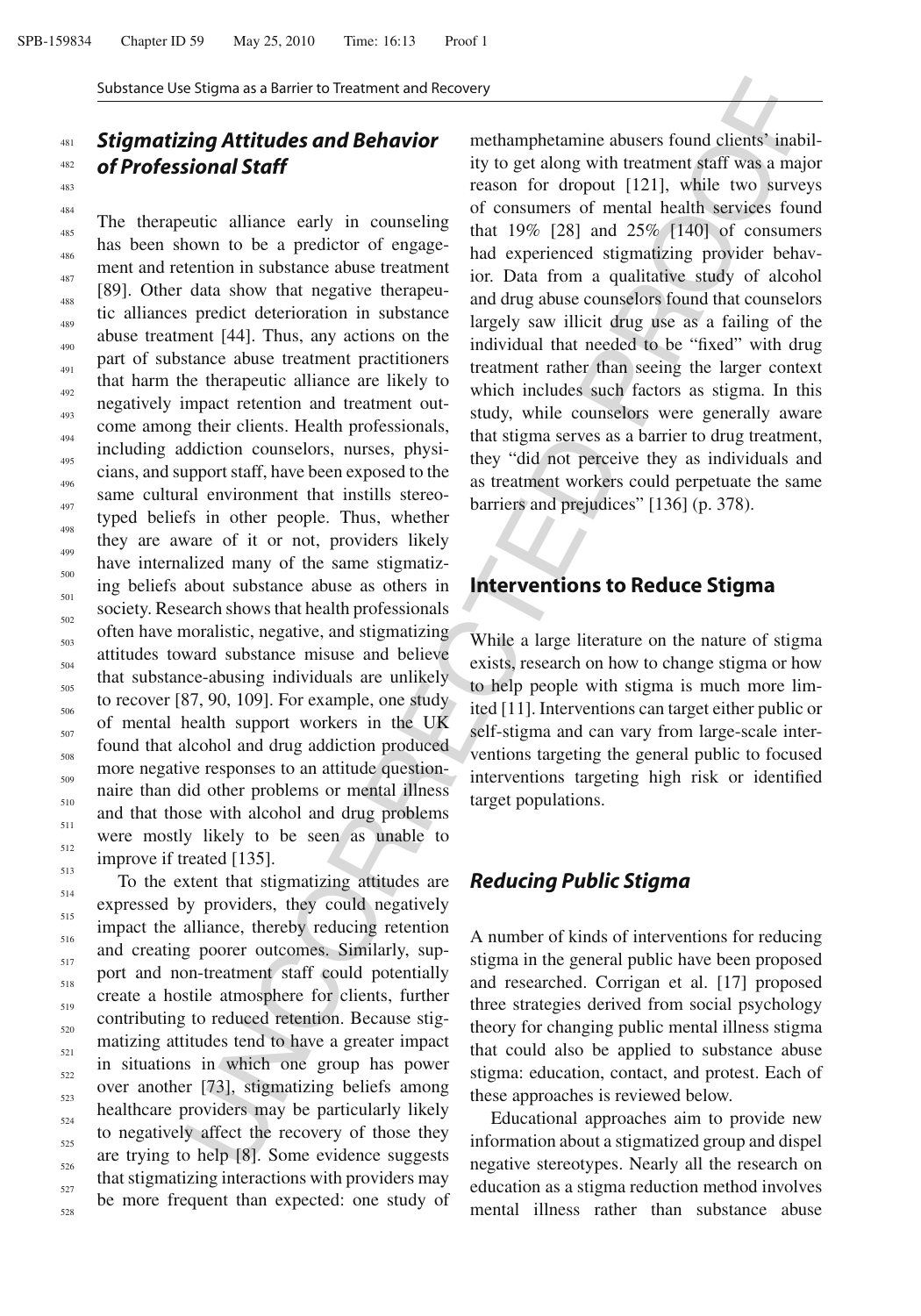### *Stigmatizing Attitudes and Behavior of Professional Staff*

The therapeutic alliance early in counseling has been shown to be a predictor of engagement and retention in substance abuse treatment [89]. Other data show that negative therapeutic alliances predict deterioration in substance abuse treatment [44]. Thus, any actions on the part of substance abuse treatment practitioners that harm the therapeutic alliance are likely to negatively impact retention and treatment outcome among their clients. Health professionals, including addiction counselors, nurses, physicians, and support staff, have been exposed to the same cultural environment that instills stereotyped beliefs in other people. Thus, whether they are aware of it or not, providers likely have internalized many of the same stigmatizing beliefs about substance abuse as others in society. Research shows that health professionals often have moralistic, negative, and stigmatizing attitudes toward substance misuse and believe that substance-abusing individuals are unlikely to recover [87, 90, 109]. For example, one study of mental health support workers in the UK found that alcohol and drug addiction produced more negative responses to an attitude questionnaire than did other problems or mental illness and that those with alcohol and drug problems were mostly likely to be seen as unable to improve if treated [135].

To the extent that stigmatizing attitudes are expressed by providers, they could negatively impact the alliance, thereby reducing retention and creating poorer outcomes. Similarly, support and non-treatment staff could potentially create a hostile atmosphere for clients, further contributing to reduced retention. Because stigmatizing attitudes tend to have a greater impact in situations in which one group has power over another [73], stigmatizing beliefs among healthcare providers may be particularly likely to negatively affect the recovery of those they are trying to help [8]. Some evidence suggests that stigmatizing interactions with providers may be more frequent than expected: one study of methamphetamine abusers found clients' inability to get along with treatment staff was a major reason for dropout [121], while two surveys of consumers of mental health services found that 19% [28] and 25% [140] of consumers had experienced stigmatizing provider behavior. Data from a qualitative study of alcohol and drug abuse counselors found that counselors largely saw illicit drug use as a failing of the individual that needed to be "fixed" with drug treatment rather than seeing the larger context which includes such factors as stigma. In this study, while counselors were generally aware that stigma serves as a barrier to drug treatment, they "did not perceive they as individuals and as treatment workers could perpetuate the same barriers and prejudices" [136] (p. 378).

## Interventions to Reduce Stigma

While a large literature on the nature of stigma exists, research on how to change stigma or how to help people with stigma is much more limited [11]. Interventions can target either public or self-stigma and can vary from large-scale interventions targeting the general public to focused interventions targeting high risk or identified target populations.

### *Reducing Public Stigma*

A number of kinds of interventions for reducing stigma in the general public have been proposed and researched. Corrigan et al. [17] proposed three strategies derived from social psychology theory for changing public mental illness stigma that could also be applied to substance abuse stigma: education, contact, and protest. Each of these approaches is reviewed below.

Educational approaches aim to provide new information about a stigmatized group and dispel negative stereotypes. Nearly all the research on education as a stigma reduction method involves mental illness rather than substance abuse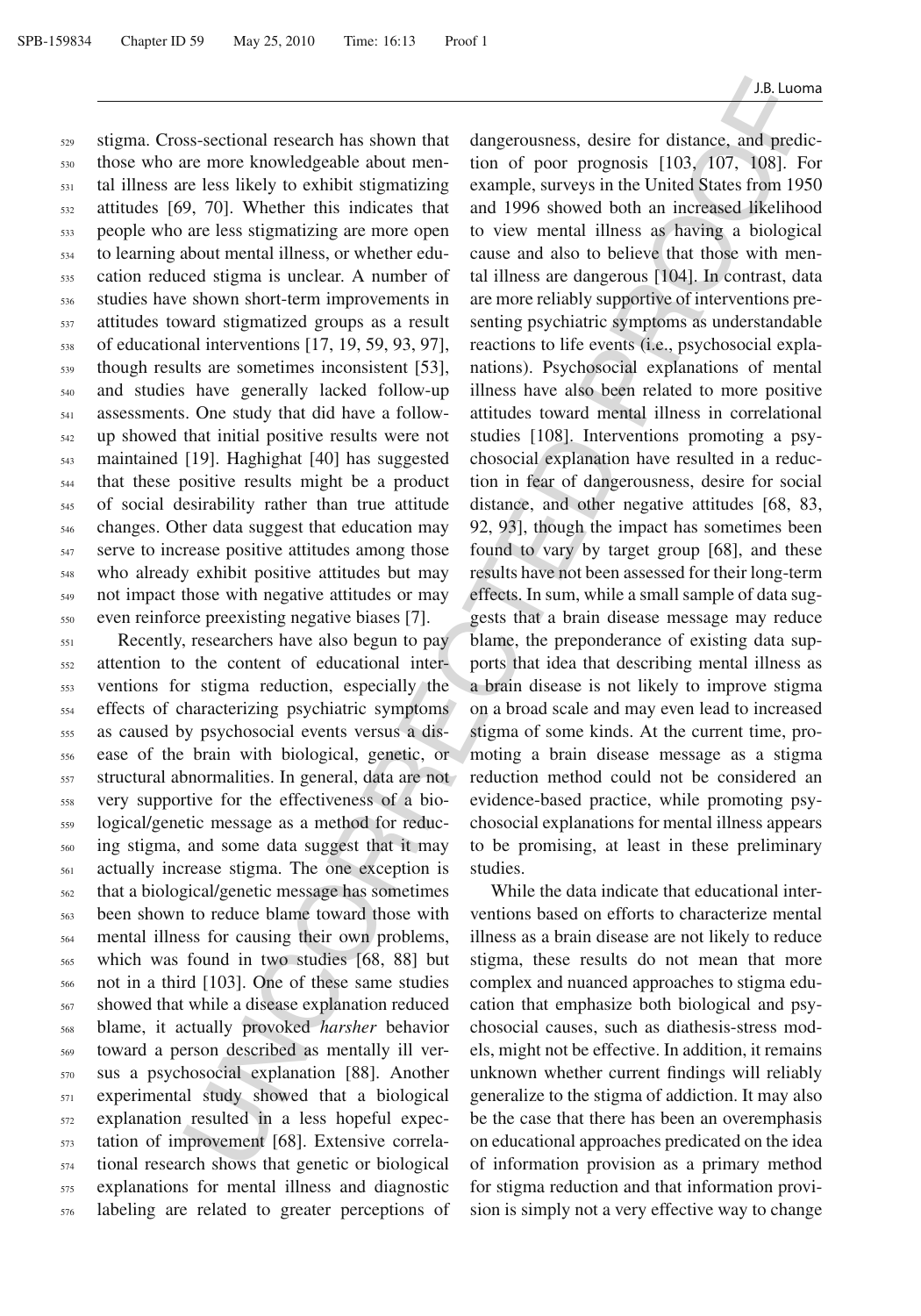stigma. Cross-sectional research has shown that those who are more knowledgeable about mental illness are less likely to exhibit stigmatizing attitudes [69, 70]. Whether this indicates that people who are less stigmatizing are more open to learning about mental illness, or whether education reduced stigma is unclear. A number of studies have shown short-term improvements in attitudes toward stigmatized groups as a result of educational interventions [17, 19, 59, 93, 97], though results are sometimes inconsistent [53], and studies have generally lacked follow-up assessments. One study that did have a follow-up showed that initial positive results were not maintained [19]. Haghighat [40] has suggested that these positive results might be a product of social desirability rather than true attitude changes. Other data suggest that education may serve to increase positive attitudes among those who already exhibit positive attitudes but may not impact those with negative attitudes or may even reinforce preexisting negative biases [7].

Recently, researchers have also begun to pay attention to the content of educational interventions for stigma reduction, especially the effects of characterizing psychiatric symptoms as caused by psychosocial events versus a disease of the brain with biological, genetic, or structural abnormalities. In general, data are not very supportive for the effectiveness of a biological/genetic message as a method for reducing stigma, and some data suggest that it may actually increase stigma. The one exception is that a biological/genetic message has sometimes been shown to reduce blame toward those with mental illness for causing their own problems, which was found in two studies [68, 88] but not in a third [103]. One of these same studies showed that while a disease explanation reduced blame, it actually provoked *harsher* behavior toward a person described as mentally ill versus a psychosocial explanation [88]. Another experimental study showed that a biological explanation resulted in a less hopeful expectation of improvement [68]. Extensive correlational research shows that genetic or biological explanations for mental illness and diagnostic labeling are related to greater perceptions of dangerousness, desire for distance, and prediction of poor prognosis [103, 107, 108]. For example, surveys in the United States from 1950 and 1996 showed both an increased likelihood to view mental illness as having a biological cause and also to believe that those with mental illness are dangerous [104]. In contrast, data are more reliably supportive of interventions presenting psychiatric symptoms as understandable reactions to life events (i.e., psychosocial explanations). Psychosocial explanations of mental illness have also been related to more positive attitudes toward mental illness in correlational studies [108]. Interventions promoting a psychosocial explanation have resulted in a reduction in fear of dangerousness, desire for social distance, and other negative attitudes [68, 83, 92, 93], though the impact has sometimes been found to vary by target group [68], and these results have not been assessed for their long-term effects. In sum, while a small sample of data suggests that a brain disease message may reduce blame, the preponderance of existing data supports that idea that describing mental illness as a brain disease is not likely to improve stigma on a broad scale and may even lead to increased stigma of some kinds. At the current time, promoting a brain disease message as a stigma reduction method could not be considered an evidence-based practice, while promoting psychosocial explanations for mental illness appears to be promising, at least in these preliminary studies.

While the data indicate that educational interventions based on efforts to characterize mental illness as a brain disease are not likely to reduce stigma, these results do not mean that more complex and nuanced approaches to stigma education that emphasize both biological and psychosocial causes, such as diathesis-stress models, might not be effective. In addition, it remains unknown whether current findings will reliably generalize to the stigma of addiction. It may also be the case that there has been an overemphasis on educational approaches predicated on the idea of information provision as a primary method for stigma reduction and that information provision is simply not a very effective way to change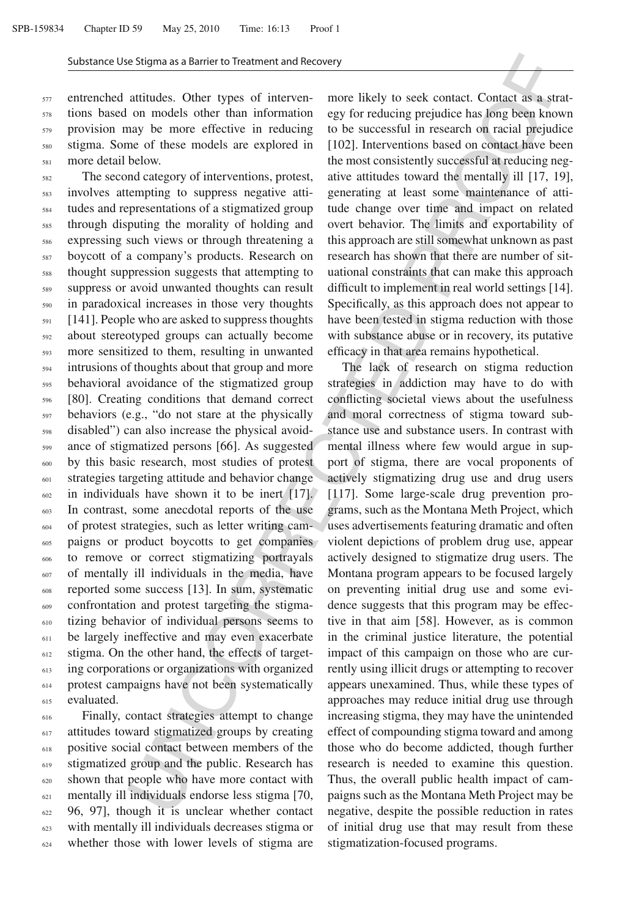entrenched attitudes. Other types of interventions based on models other than information provision may be more effective in reducing stigma. Some of these models are explored in more detail below.

The second category of interventions, protest, involves attempting to suppress negative attitudes and representations of a stigmatized group through disputing the morality of holding and expressing such views or through threatening a boycott of a company's products. Research on thought suppression suggests that attempting to suppress or avoid unwanted thoughts can result in paradoxical increases in those very thoughts [141]. People who are asked to suppress thoughts about stereotyped groups can actually become more sensitized to them, resulting in unwanted intrusions of thoughts about that group and more behavioral avoidance of the stigmatized group [80]. Creating conditions that demand correct behaviors (e.g., "do not stare at the physically disabled") can also increase the physical avoidance of stigmatized persons [66]. As suggested by this basic research, most studies of protest strategies targeting attitude and behavior change in individuals have shown it to be inert [17]. In contrast, some anecdotal reports of the use of protest strategies, such as letter writing campaigns or product boycotts to get companies to remove or correct stigmatizing portrayals of mentally ill individuals in the media, have reported some success [13]. In sum, systematic confrontation and protest targeting the stigmatizing behavior of individual persons seems to be largely ineffective and may even exacerbate stigma. On the other hand, the effects of targeting corporations or organizations with organized protest campaigns have not been systematically evaluated.

Finally, contact strategies attempt to change attitudes toward stigmatized groups by creating positive social contact between members of the stigmatized group and the public. Research has shown that people who have more contact with mentally ill individuals endorse less stigma [70, 96, 97], though it is unclear whether contact with mentally ill individuals decreases stigma or whether those with lower levels of stigma are more likely to seek contact. Contact as a strategy for reducing prejudice has long been known to be successful in research on racial prejudice [102]. Interventions based on contact have been the most consistently successful at reducing negative attitudes toward the mentally ill [17, 19], generating at least some maintenance of attitude change over time and impact on related overt behavior. The limits and exportability of this approach are still somewhat unknown as past research has shown that there are number of situational constraints that can make this approach difficult to implement in real world settings [14]. Specifically, as this approach does not appear to have been tested in stigma reduction with those with substance abuse or in recovery, its putative efficacy in that area remains hypothetical.

The lack of research on stigma reduction strategies in addiction may have to do with conflicting societal views about the usefulness and moral correctness of stigma toward substance use and substance users. In contrast with mental illness where few would argue in support of stigma, there are vocal proponents of actively stigmatizing drug use and drug users [117]. Some large-scale drug prevention programs, such as the Montana Meth Project, which uses advertisements featuring dramatic and often violent depictions of problem drug use, appear actively designed to stigmatize drug users. The Montana program appears to be focused largely on preventing initial drug use and some evidence suggests that this program may be effective in that aim [58]. However, as is common in the criminal justice literature, the potential impact of this campaign on those who are currently using illicit drugs or attempting to recover appears unexamined. Thus, while these types of approaches may reduce initial drug use through increasing stigma, they may have the unintended effect of compounding stigma toward and among those who do become addicted, though further research is needed to examine this question. Thus, the overall public health impact of campaigns such as the Montana Meth Project may be negative, despite the possible reduction in rates of initial drug use that may result from these stigmatization-focused programs.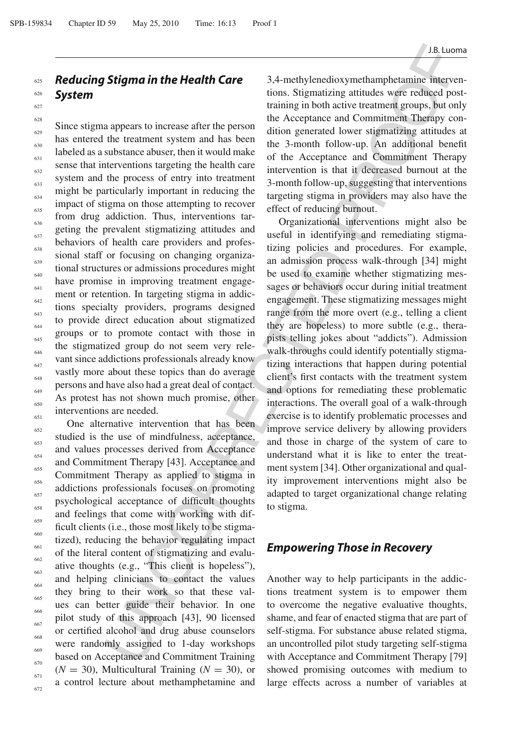## Reducing Stigma in the Health Care System

Since stigma appears to increase after the person has entered the treatment system and has been labeled as a substance abuser, then it would make sense that interventions targeting the health care system and the process of entry into treatment might be particularly important in reducing the impact of stigma on those attempting to recover from drug addiction. Thus, interventions targeting the prevalent stigmatizing attitudes and behaviors of health care providers and professional staff or focusing on changing organizational structures or admissions procedures might have promise in improving treatment engagement or retention. In targeting stigma in addictions specialty providers, programs designed to provide direct education about stigmatized groups or to promote contact with those in the stigmatized group do not seem very relevant since addictions professionals already know vastly more about these topics than do average persons and have also had a great deal of contact. As protest has not shown much promise, other interventions are needed.

One alternative intervention that has been studied is the use of mindfulness, acceptance, and values processes derived from Acceptance and Commitment Therapy [43]. Acceptance and Commitment Therapy as applied to stigma in addictions professionals focuses on promoting psychological acceptance of difficult thoughts and feelings that come with working with difficult clients (i.e., those most likely to be stigmatized), reducing the behavior regulating impact of the literal content of stigmatizing and evaluative thoughts (e.g., "This client is hopeless"), and helping clinicians to contact the values they bring to their work so that these values can better guide their behavior. In one pilot study of this approach [43], 90 licensed or certified alcohol and drug abuse counselors were randomly assigned to 1-day workshops based on Acceptance and Commitment Training ($N = 30$), Multicultural Training ($N = 30$), or a control lecture about methamphetamine and 3,4-methylenedioxymethamphetamine interventions. Stigmatizing attitudes were reduced post-training in both active treatment groups, but only the Acceptance and Commitment Therapy condition generated lower stigmatizing attitudes at the 3-month follow-up. An additional benefit of the Acceptance and Commitment Therapy intervention is that it decreased burnout at the 3-month follow-up, suggesting that interventions targeting stigma in providers may also have the effect of reducing burnout.

Organizational interventions might also be useful in identifying and remediating stigmatizing policies and procedures. For example, an admission process walk-through [34] might be used to examine whether stigmatizing messages or behaviors occur during initial treatment engagement. These stigmatizing messages might range from the more overt (e.g., telling a client they are hopeless) to more subtle (e.g., therapists telling jokes about "addicts"). Admission walk-throughs could identify potentially stigmatizing interactions that happen during potential client's first contacts with the treatment system and options for remediating these problematic interactions. The overall goal of a walk-through exercise is to identify problematic processes and improve service delivery by allowing providers and those in charge of the system of care to understand what it is like to enter the treatment system [34]. Other organizational and quality improvement interventions might also be adapted to target organizational change relating to stigma.

## Empowering Those in Recovery

Another way to help participants in the addictions treatment system is to empower them to overcome the negative evaluative thoughts, shame, and fear of enacted stigma that are part of self-stigma. For substance abuse related stigma, an uncontrolled pilot study targeting self-stigma with Acceptance and Commitment Therapy [79] showed promising outcomes with medium to large effects across a number of variables at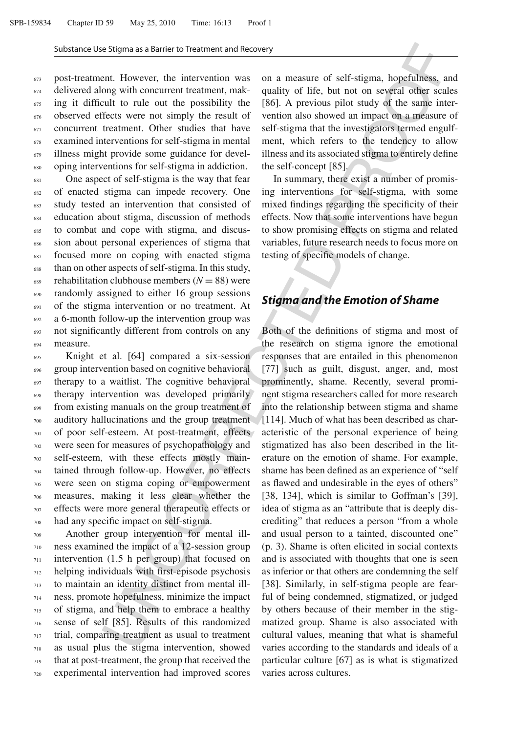post-treatment. However, the intervention was delivered along with concurrent treatment, making it difficult to rule out the possibility the observed effects were not simply the result of concurrent treatment. Other studies that have examined interventions for self-stigma in mental illness might provide some guidance for developing interventions for self-stigma in addiction.

One aspect of self-stigma is the way that fear of enacted stigma can impede recovery. One study tested an intervention that consisted of education about stigma, discussion of methods to combat and cope with stigma, and discussion about personal experiences of stigma that focused more on coping with enacted stigma than on other aspects of self-stigma. In this study, rehabilitation clubhouse members ($N = 88$) were randomly assigned to either 16 group sessions of the stigma intervention or no treatment. At a 6-month follow-up the intervention group was not significantly different from controls on any measure.

Knight et al. [64] compared a six-session group intervention based on cognitive behavioral therapy to a waitlist. The cognitive behavioral therapy intervention was developed primarily from existing manuals on the group treatment of auditory hallucinations and the group treatment of poor self-esteem. At post-treatment, effects were seen for measures of psychopathology and self-esteem, with these effects mostly maintained through follow-up. However, no effects were seen on stigma coping or empowerment measures, making it less clear whether the effects were more general therapeutic effects or had any specific impact on self-stigma.

Another group intervention for mental illness examined the impact of a 12-session group intervention (1.5 h per group) that focused on helping individuals with first-episode psychosis to maintain an identity distinct from mental illness, promote hopefulness, minimize the impact of stigma, and help them to embrace a healthy sense of self [85]. Results of this randomized trial, comparing treatment as usual to treatment as usual plus the stigma intervention, showed that at post-treatment, the group that received the experimental intervention had improved scores on a measure of self-stigma, hopefulness, and quality of life, but not on several other scales [86]. A previous pilot study of the same intervention also showed an impact on a measure of self-stigma that the investigators termed engulfment, which refers to the tendency to allow illness and its associated stigma to entirely define the self-concept [85].

In summary, there exist a number of promising interventions for self-stigma, with some mixed findings regarding the specificity of their effects. Now that some interventions have begun to show promising effects on stigma and related variables, future research needs to focus more on testing of specific models of change.

## Stigma and the Emotion of Shame

Both of the definitions of stigma and most of the research on stigma ignore the emotional responses that are entailed in this phenomenon [77] such as guilt, disgust, anger, and, most prominently, shame. Recently, several prominent stigma researchers called for more research into the relationship between stigma and shame [114]. Much of what has been described as characteristic of the personal experience of being stigmatized has also been described in the literature on the emotion of shame. For example, shame has been defined as an experience of "self as flawed and undesirable in the eyes of others" [38, 134], which is similar to Goffman's [39], idea of stigma as an "attribute that is deeply discrediting" that reduces a person "from a whole and usual person to a tainted, discounted one" (p. 3). Shame is often elicited in social contexts and is associated with thoughts that one is seen as inferior or that others are condemning the self [38]. Similarly, in self-stigma people are fearful of being condemned, stigmatized, or judged by others because of their member in the stigmatized group. Shame is also associated with cultural values, meaning that what is shameful varies according to the standards and ideals of a particular culture [67] as is what is stigmatized varies across cultures.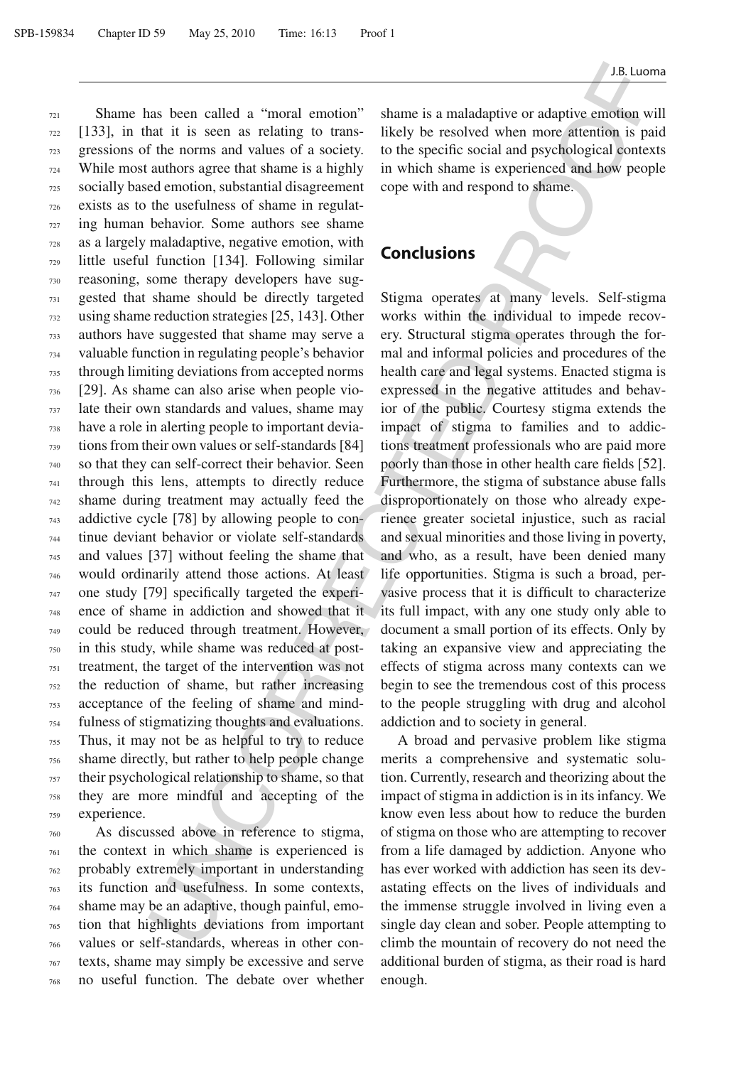Shame has been called a "moral emotion" [133], in that it is seen as relating to transgressions of the norms and values of a society. While most authors agree that shame is a highly socially based emotion, substantial disagreement exists as to the usefulness of shame in regulating human behavior. Some authors see shame as a largely maladaptive, negative emotion, with little useful function [134]. Following similar reasoning, some therapy developers have suggested that shame should be directly targeted using shame reduction strategies [25, 143]. Other authors have suggested that shame may serve a valuable function in regulating people's behavior through limiting deviations from accepted norms [29]. As shame can also arise when people violate their own standards and values, shame may have a role in alerting people to important deviations from their own values or self-standards [84] so that they can self-correct their behavior. Seen through this lens, attempts to directly reduce shame during treatment may actually feed the addictive cycle [78] by allowing people to continue deviant behavior or violate self-standards and values [37] without feeling the shame that would ordinarily attend those actions. At least one study [79] specifically targeted the experience of shame in addiction and showed that it could be reduced through treatment. However, in this study, while shame was reduced at post-treatment, the target of the intervention was not the reduction of shame, but rather increasing acceptance of the feeling of shame and mindfulness of stigmatizing thoughts and evaluations. Thus, it may not be as helpful to try to reduce shame directly, but rather to help people change their psychological relationship to shame, so that they are more mindful and accepting of the experience.

As discussed above in reference to stigma, the context in which shame is experienced is probably extremely important in understanding its function and usefulness. In some contexts, shame may be an adaptive, though painful, emotion that highlights deviations from important values or self-standards, whereas in other contexts, shame may simply be excessive and serve no useful function. The debate over whether shame is a maladaptive or adaptive emotion will likely be resolved when more attention is paid to the specific social and psychological contexts in which shame is experienced and how people cope with and respond to shame.

## Conclusions

Stigma operates at many levels. Self-stigma works within the individual to impede recovery. Structural stigma operates through the formal and informal policies and procedures of the health care and legal systems. Enacted stigma is expressed in the negative attitudes and behavior of the public. Courtesy stigma extends the impact of stigma to families and to addictions treatment professionals who are paid more poorly than those in other health care fields [52]. Furthermore, the stigma of substance abuse falls disproportionately on those who already experience greater societal injustice, such as racial and sexual minorities and those living in poverty, and who, as a result, have been denied many life opportunities. Stigma is such a broad, pervasive process that it is difficult to characterize its full impact, with any one study only able to document a small portion of its effects. Only by taking an expansive view and appreciating the effects of stigma across many contexts can we begin to see the tremendous cost of this process to the people struggling with drug and alcohol addiction and to society in general.

A broad and pervasive problem like stigma merits a comprehensive and systematic solution. Currently, research and theorizing about the impact of stigma in addiction is in its infancy. We know even less about how to reduce the burden of stigma on those who are attempting to recover from a life damaged by addiction. Anyone who has ever worked with addiction has seen its devastating effects on the lives of individuals and the immense struggle involved in living even a single day clean and sober. People attempting to climb the mountain of recovery do not need the additional burden of stigma, as their road is hard enough.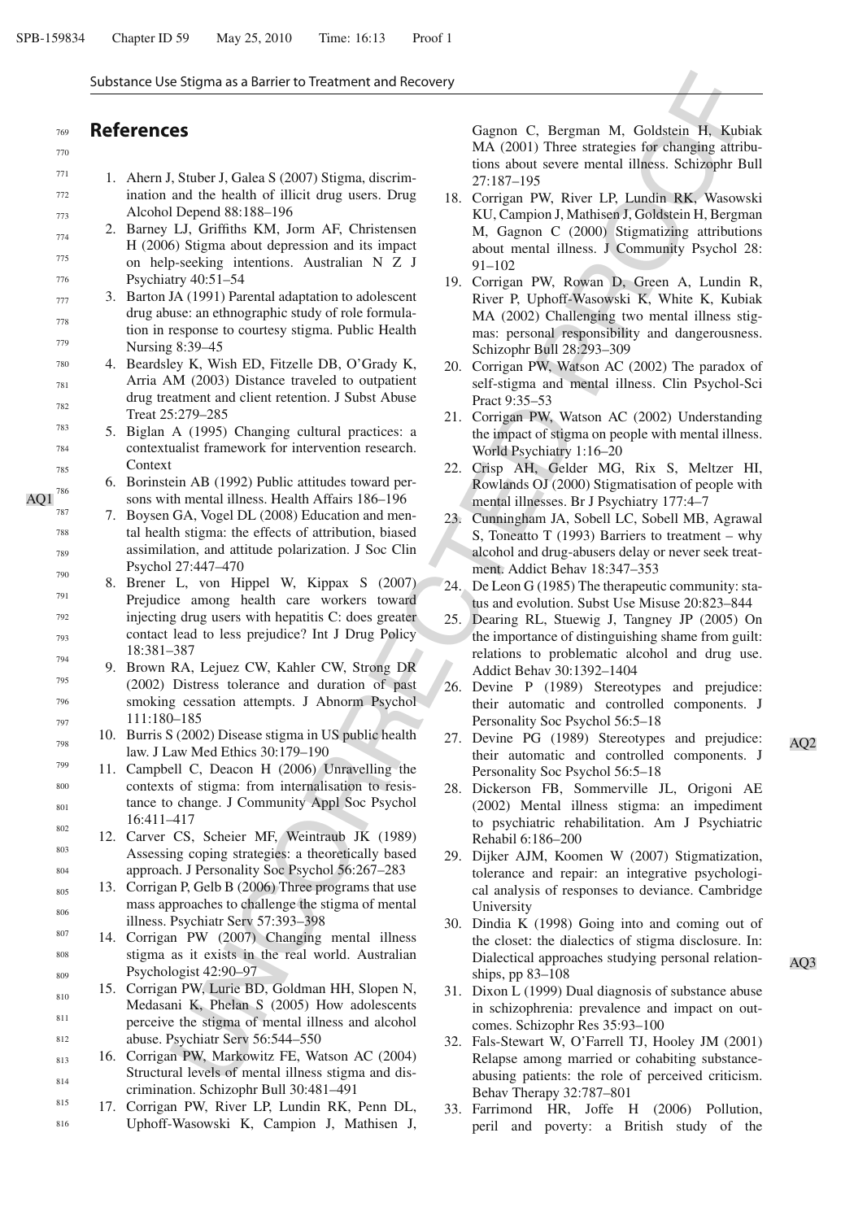## References

1. Ahern J, Stuber J, Galea S (2007) Stigma, discrimination and the health of illicit drug users. Drug Alcohol Depend 88:188–196
2. Barney LJ, Griffiths KM, Jorm AF, Christensen H (2006) Stigma about depression and its impact on help-seeking intentions. Australian N Z J Psychiatry 40:51–54
3. Barton JA (1991) Parental adaptation to adolescent drug abuse: an ethnographic study of role formulation in response to courtesy stigma. Public Health Nursing 8:39–45
4. Beardsley K, Wish ED, Fitzelle DB, O'Grady K, Arria AM (2003) Distance traveled to outpatient drug treatment and client retention. J Subst Abuse Treat 25:279–285
5. Biglan A (1995) Changing cultural practices: a contextualist framework for intervention research. Context
6. Borinstein AB (1992) Public attitudes toward persons with mental illness. Health Affairs 186–196
7. Boysen GA, Vogel DL (2008) Education and mental health stigma: the effects of attribution, biased assimilation, and attitude polarization. J Soc Clin Psychol 27:447–470
8. Brener L, von Hippel W, Kippax S (2007) Prejudice among health care workers toward injecting drug users with hepatitis C: does greater contact lead to less prejudice? Int J Drug Policy 18:381–387
9. Brown RA, Lejuez CW, Kahler CW, Strong DR (2002) Distress tolerance and duration of past smoking cessation attempts. J Abnorm Psychol 111:180–185
10. Burris S (2002) Disease stigma in US public health law. J Law Med Ethics 30:179–190
11. Campbell C, Deacon H (2006) Unravelling the contexts of stigma: from internalisation to resistance to change. J Community Appl Soc Psychol 16:411–417
12. Carver CS, Scheier MF, Weintraub JK (1989) Assessing coping strategies: a theoretically based approach. J Personality Soc Psychol 56:267–283
13. Corrigan P, Gelb B (2006) Three programs that use mass approaches to challenge the stigma of mental illness. Psychiatr Serv 57:393–398
14. Corrigan PW (2007) Changing mental illness stigma as it exists in the real world. Australian Psychologist 42:90–97
15. Corrigan PW, Lurie BD, Goldman HH, Slopen N, Medasani K, Phelan S (2005) How adolescents perceive the stigma of mental illness and alcohol abuse. Psychiatr Serv 56:544–550
16. Corrigan PW, Markowitz FE, Watson AC (2004) Structural levels of mental illness stigma and discrimination. Schizophr Bull 30:481–491
17. Corrigan PW, River LP, Lundin RK, Penn DL, Uphoff-Wasowski K, Campion J, Mathisen J, Gagnon C, Bergman M, Goldstein H, Kubiak MA (2001) Three strategies for changing attributions about severe mental illness. Schizophr Bull 27:187–195
18. Corrigan PW, River LP, Lundin RK, Wasowski KU, Campion J, Mathisen J, Goldstein H, Bergman M, Gagnon C (2000) Stigmatizing attributions about mental illness. J Community Psychol 28: 91–102
19. Corrigan PW, Rowan D, Green A, Lundin R, River P, Uphoff-Wasowski K, White K, Kubiak MA (2002) Challenging two mental illness stigmas: personal responsibility and dangerousness. Schizophr Bull 28:293–309
20. Corrigan PW, Watson AC (2002) The paradox of self-stigma and mental illness. Clin Psychol-Sci Pract 9:35–53
21. Corrigan PW, Watson AC (2002) Understanding the impact of stigma on people with mental illness. World Psychiatry 1:16–20
22. Crisp AH, Gelder MG, Rix S, Meltzer HI, Rowlands OJ (2000) Stigmatisation of people with mental illnesses. Br J Psychiatry 177:4–7
23. Cunningham JA, Sobell LC, Sobell MB, Agrawal S, Toneatto T (1993) Barriers to treatment – why alcohol and drug-abusers delay or never seek treatment. Addict Behav 18:347–353
24. De Leon G (1985) The therapeutic community: status and evolution. Subst Use Misuse 20:823–844
25. Dearing RL, Stuewig J, Tangney JP (2005) On the importance of distinguishing shame from guilt: relations to problematic alcohol and drug use. Addict Behav 30:1392–1404
26. Devine P (1989) Stereotypes and prejudice: their automatic and controlled components. J Personality Soc Psychol 56:5–18
27. Devine PG (1989) Stereotypes and prejudice: their automatic and controlled components. J Personality Soc Psychol 56:5–18
28. Dickerson FB, Sommerville JL, Origoni AE (2002) Mental illness stigma: an impediment to psychiatric rehabilitation. Am J Psychiatric Rehabil 6:186–200
29. Dijker AJM, Koomen W (2007) Stigmatization, tolerance and repair: an integrative psychological analysis of responses to deviance. Cambridge University
30. Dindia K (1998) Going into and coming out of the closet: the dialectics of stigma disclosure. In: Dialectical approaches studying personal relationships, pp 83–108
31. Dixon L (1999) Dual diagnosis of substance abuse in schizophrenia: prevalence and impact on outcomes. Schizophr Res 35:93–100
32. Fals-Stewart W, O'Farrell TJ, Hooley JM (2001) Relapse among married or cohabiting substance-abusing patients: the role of perceived criticism. Behav Therapy 32:787–801
33. Farrimond HR, Joffe H (2006) Pollution, peril and poverty: a British study of the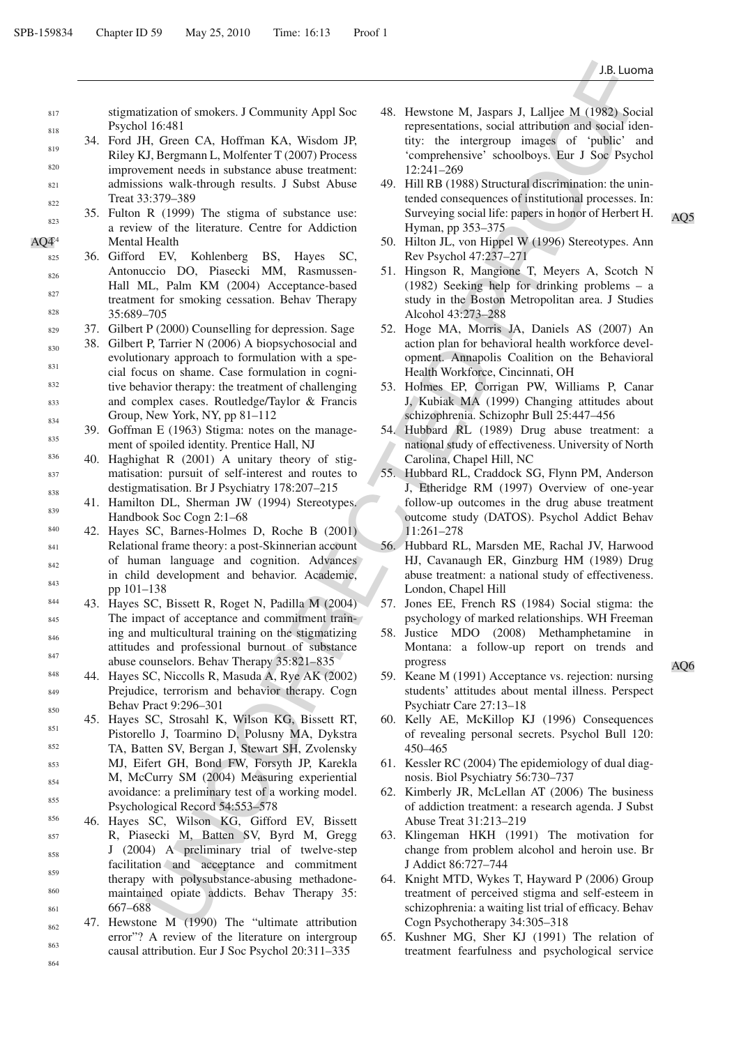stigmatization of smokers. J Community Appl Soc Psychol 16:481

34. Ford JH, Green CA, Hoffman KA, Wisdom JP, Riley KJ, Bergmann L, Molfenter T (2007) Process improvement needs in substance abuse treatment: admissions walk-through results. J Subst Abuse Treat 33:379–389
35. Fulton R (1999) The stigma of substance use: a review of the literature. Centre for Addiction Mental Health
36. Gifford EV, Kohlenberg BS, Hayes SC, Antonuccio DO, Piasecki MM, Rasmussen-Hall ML, Palm KM (2004) Acceptance-based treatment for smoking cessation. Behav Therapy 35:689–705
37. Gilbert P (2000) Counselling for depression. Sage
38. Gilbert P, Tarrier N (2006) A biopsychosocial and evolutionary approach to formulation with a special focus on shame. Case formulation in cognitive behavior therapy: the treatment of challenging and complex cases. Routledge/Taylor & Francis Group, New York, NY, pp 81–112
39. Goffman E (1963) Stigma: notes on the management of spoiled identity. Prentice Hall, NJ
40. Haghighat R (2001) A unitary theory of stigmatisation: pursuit of self-interest and routes to destigmatisation. Br J Psychiatry 178:207–215
41. Hamilton DL, Sherman JW (1994) Stereotypes. Handbook Soc Cogn 2:1–68
42. Hayes SC, Barnes-Holmes D, Roche B (2001) Relational frame theory: a post-Skinnerian account of human language and cognition. Advances in child development and behavior. Academic, pp 101–138
43. Hayes SC, Bissett R, Roget N, Padilla M (2004) The impact of acceptance and commitment training and multicultural training on the stigmatizing attitudes and professional burnout of substance abuse counselors. Behav Therapy 35:821–835
44. Hayes SC, Niccolls R, Masuda A, Rye AK (2002) Prejudice, terrorism and behavior therapy. Cogn Behav Pract 9:296–301
45. Hayes SC, Strosahl K, Wilson KG, Bissett RT, Pistorello J, Toarmino D, Polusny MA, Dykstra TA, Batten SV, Bergan J, Stewart SH, Zvolensky MJ, Eifert GH, Bond FW, Forsyth JP, Karekla M, McCurry SM (2004) Measuring experiential avoidance: a preliminary test of a working model. Psychological Record 54:553–578
46. Hayes SC, Wilson KG, Gifford EV, Bissett R, Piasecki M, Batten SV, Byrd M, Gregg J (2004) A preliminary trial of twelve-step facilitation and acceptance and commitment therapy with polysubstance-abusing methadone-maintained opiate addicts. Behav Therapy 35: 667–688
47. Hewstone M (1990) The "ultimate attribution error"? A review of the literature on intergroup causal attribution. Eur J Soc Psychol 20:311–335
48. Hewstone M, Jaspars J, Lalljee M (1982) Social representations, social attribution and social identity: the intergroup images of 'public' and 'comprehensive' schoolboys. Eur J Soc Psychol 12:241–269
49. Hill RB (1988) Structural discrimination: the unintended consequences of institutional processes. In: Surveying social life: papers in honor of Herbert H. Hyman, pp 353–375
50. Hilton JL, von Hippel W (1996) Stereotypes. Ann Rev Psychol 47:237–271
51. Hingson R, Mangione T, Meyers A, Scotch N (1982) Seeking help for drinking problems – a study in the Boston Metropolitan area. J Studies Alcohol 43:273–288
52. Hoge MA, Morris JA, Daniels AS (2007) An action plan for behavioral health workforce development. Annapolis Coalition on the Behavioral Health Workforce, Cincinnati, OH
53. Holmes EP, Corrigan PW, Williams P, Canar J, Kubiak MA (1999) Changing attitudes about schizophrenia. Schizophr Bull 25:447–456
54. Hubbard RL (1989) Drug abuse treatment: a national study of effectiveness. University of North Carolina, Chapel Hill, NC
55. Hubbard RL, Craddock SG, Flynn PM, Anderson J, Etheridge RM (1997) Overview of one-year follow-up outcomes in the drug abuse treatment outcome study (DATOS). Psychol Addict Behav 11:261–278
56. Hubbard RL, Marsden ME, Rachal JV, Harwood HJ, Cavanaugh ER, Ginzburg HM (1989) Drug abuse treatment: a national study of effectiveness. London, Chapel Hill
57. Jones EE, French RS (1984) Social stigma: the psychology of marked relationships. WH Freeman
58. Justice MDO (2008) Methamphetamine in Montana: a follow-up report on trends and progress
59. Keane M (1991) Acceptance vs. rejection: nursing students' attitudes about mental illness. Perspect Psychiatr Care 27:13–18
60. Kelly AE, McKillop KJ (1996) Consequences of revealing personal secrets. Psychol Bull 120: 450–465
61. Kessler RC (2004) The epidemiology of dual diagnosis. Biol Psychiatry 56:730–737
62. Kimberly JR, McLellan AT (2006) The business of addiction treatment: a research agenda. J Subst Abuse Treat 31:213–219
63. Klingeman HKH (1991) The motivation for change from problem alcohol and heroin use. Br J Addict 86:727–744
64. Knight MTD, Wykes T, Hayward P (2006) Group treatment of perceived stigma and self-esteem in schizophrenia: a waiting list trial of efficacy. Behav Cogn Psychotherapy 34:305–318
65. Kushner MG, Sher KJ (1991) The relation of treatment fearfulness and psychological service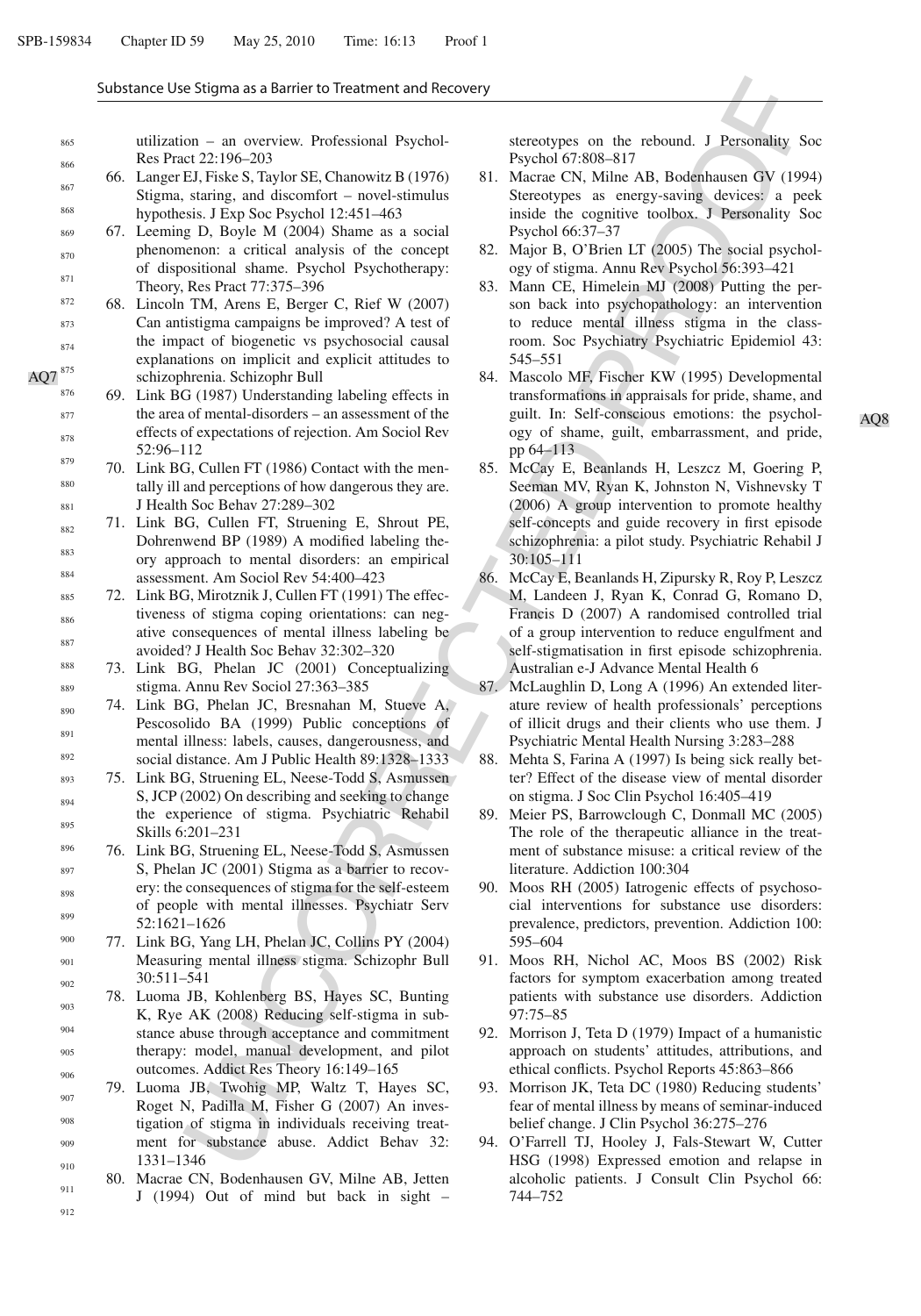utilization – an overview. Professional Psychol-Res Pract 22:196–203

66. Langer EJ, Fiske S, Taylor SE, Chanowitz B (1976) Stigma, staring, and discomfort – novel-stimulus hypothesis. J Exp Soc Psychol 12:451–463
67. Leeming D, Boyle M (2004) Shame as a social phenomenon: a critical analysis of the concept of dispositional shame. Psychol Psychotherapy: Theory, Res Pract 77:375–396
68. Lincoln TM, Arens E, Berger C, Rief W (2007) Can antistigma campaigns be improved? A test of the impact of biogenetic vs psychosocial causal explanations on implicit and explicit attitudes to schizophrenia. Schizophr Bull
69. Link BG (1987) Understanding labeling effects in the area of mental-disorders – an assessment of the effects of expectations of rejection. Am Sociol Rev 52:96–112
70. Link BG, Cullen FT (1986) Contact with the mentally ill and perceptions of how dangerous they are. J Health Soc Behav 27:289–302
71. Link BG, Cullen FT, Struening E, Shrout PE, Dohrenwend BP (1989) A modified labeling theory approach to mental disorders: an empirical assessment. Am Sociol Rev 54:400–423
72. Link BG, Mirotznik J, Cullen FT (1991) The effectiveness of stigma coping orientations: can negative consequences of mental illness labeling be avoided? J Health Soc Behav 32:302–320
73. Link BG, Phelan JC (2001) Conceptualizing stigma. Annu Rev Sociol 27:363–385
74. Link BG, Phelan JC, Bresnahan M, Stueve A, Pescosolido BA (1999) Public conceptions of mental illness: labels, causes, dangerousness, and social distance. Am J Public Health 89:1328–1333
75. Link BG, Struening EL, Neese-Todd S, Asmussen S, JCP (2002) On describing and seeking to change the experience of stigma. Psychiatric Rehabil Skills 6:201–231
76. Link BG, Struening EL, Neese-Todd S, Asmussen S, Phelan JC (2001) Stigma as a barrier to recovery: the consequences of stigma for the self-esteem of people with mental illnesses. Psychiatr Serv 52:1621–1626
77. Link BG, Yang LH, Phelan JC, Collins PY (2004) Measuring mental illness stigma. Schizophr Bull 30:511–541
78. Luoma JB, Kohlenberg BS, Hayes SC, Bunting K, Rye AK (2008) Reducing self-stigma in substance abuse through acceptance and commitment therapy: model, manual development, and pilot outcomes. Addict Res Theory 16:149–165
79. Luoma JB, Twohig MP, Waltz T, Hayes SC, Roget N, Padilla M, Fisher G (2007) An investigation of stigma in individuals receiving treatment for substance abuse. Addict Behav 32: 1331–1346
80. Macrae CN, Bodenhausen GV, Milne AB, Jetten J (1994) Out of mind but back in sight – stereotypes on the rebound. J Personality Soc Psychol 67:808–817
81. Macrae CN, Milne AB, Bodenhausen GV (1994) Stereotypes as energy-saving devices: a peek inside the cognitive toolbox. J Personality Soc Psychol 66:37–37
82. Major B, O'Brien LT (2005) The social psychology of stigma. Annu Rev Psychol 56:393–421
83. Mann CE, Himelein MJ (2008) Putting the person back into psychopathology: an intervention to reduce mental illness stigma in the classroom. Soc Psychiatry Psychiatric Epidemiol 43: 545–551
84. Mascolo MF, Fischer KW (1995) Developmental transformations in appraisals for pride, shame, and guilt. In: Self-conscious emotions: the psychology of shame, guilt, embarrassment, and pride, pp 64–113
85. McCay E, Beanlands H, Leszcz M, Goering P, Seeman MV, Ryan K, Johnston N, Vishnevsky T (2006) A group intervention to promote healthy self-concepts and guide recovery in first episode schizophrenia: a pilot study. Psychiatric Rehabil J 30:105–111
86. McCay E, Beanlands H, Zipursky R, Roy P, Leszcz M, Landeen J, Ryan K, Conrad G, Romano D, Francis D (2007) A randomised controlled trial of a group intervention to reduce engulfment and self-stigmatisation in first episode schizophrenia. Australian e-J Advance Mental Health 6
87. McLaughlin D, Long A (1996) An extended literature review of health professionals' perceptions of illicit drugs and their clients who use them. J Psychiatric Mental Health Nursing 3:283–288
88. Mehta S, Farina A (1997) Is being sick really better? Effect of the disease view of mental disorder on stigma. J Soc Clin Psychol 16:405–419
89. Meier PS, Barrowclough C, Donmall MC (2005) The role of the therapeutic alliance in the treatment of substance misuse: a critical review of the literature. Addiction 100:304
90. Moos RH (2005) Iatrogenic effects of psychosocial interventions for substance use disorders: prevalence, predictors, prevention. Addiction 100: 595–604
91. Moos RH, Nichol AC, Moos BS (2002) Risk factors for symptom exacerbation among treated patients with substance use disorders. Addiction 97:75–85
92. Morrison J, Teta D (1979) Impact of a humanistic approach on students' attitudes, attributions, and ethical conflicts. Psychol Reports 45:863–866
93. Morrison JK, Teta DC (1980) Reducing students' fear of mental illness by means of seminar-induced belief change. J Clin Psychol 36:275–276
94. O'Farrell TJ, Hooley J, Fals-Stewart W, Cutter HSG (1998) Expressed emotion and relapse in alcoholic patients. J Consult Clin Psychol 66: 744–752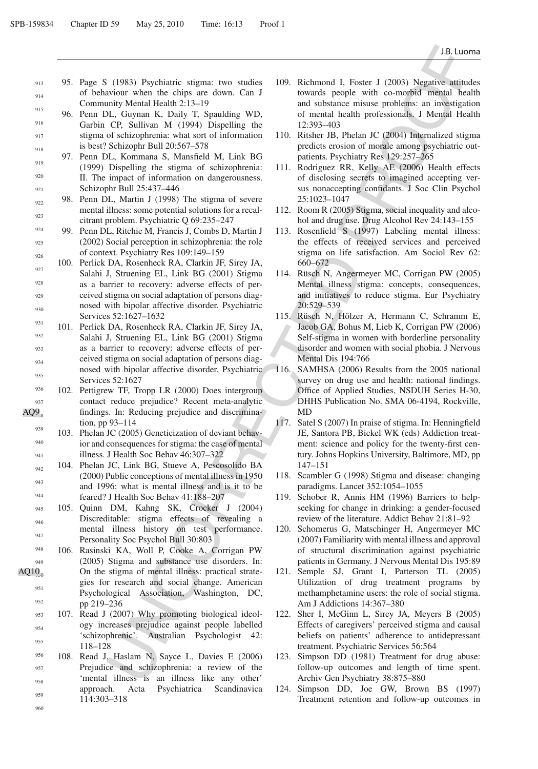95. Page S (1983) Psychiatric stigma: two studies of behaviour when the chips are down. Can J Community Mental Health 2:13–19
96. Penn DL, Guynan K, Daily T, Spaulding WD, Garbin CP, Sullivan M (1994) Dispelling the stigma of schizophrenia: what sort of information is best? Schizophr Bull 20:567–578
97. Penn DL, Kommana S, Mansfield M, Link BG (1999) Dispelling the stigma of schizophrenia: II. The impact of information on dangerousness. Schizophr Bull 25:437–446
98. Penn DL, Martin J (1998) The stigma of severe mental illness: some potential solutions for a recalcitrant problem. Psychiatric Q 69:235–247
99. Penn DL, Ritchie M, Francis J, Combs D, Martin J (2002) Social perception in schizophrenia: the role of context. Psychiatry Res 109:149–159
100. Perlick DA, Rosenheck RA, Clarkin JF, Sirey JA, Salahi J, Struening EL, Link BG (2001) Stigma as a barrier to recovery: adverse effects of perceived stigma on social adaptation of persons diagnosed with bipolar affective disorder. Psychiatric Services 52:1627–1632
101. Perlick DA, Rosenheck RA, Clarkin JF, Sirey JA, Salahi J, Struening EL, Link BG (2001) Stigma as a barrier to recovery: adverse effects of perceived stigma on social adaptation of persons diagnosed with bipolar affective disorder. Psychiatric Services 52:1627
102. Pettigrew TF, Tropp LR (2000) Does intergroup contact reduce prejudice? Recent meta-analytic findings. In: Reducing prejudice and discrimination, pp 93–114
103. Phelan JC (2005) Geneticization of deviant behavior and consequences for stigma: the case of mental illness. J Health Soc Behav 46:307–322
104. Phelan JC, Link BG, Stueve A, Pescosolido BA (2000) Public conceptions of mental illness in 1950 and 1996: what is mental illness and is it to be feared? J Health Soc Behav 41:188–207
105. Quinn DM, Kahng SK, Crocker J (2004) Discreditable: stigma effects of revealing a mental illness history on test performance. Personality Soc Psychol Bull 30:803
106. Rasinski KA, Woll P, Cooke A, Corrigan PW (2005) Stigma and substance use disorders. In: On the stigma of mental illness: practical strategies for research and social change. American Psychological Association, Washington, DC, pp 219–236
107. Read J (2007) Why promoting biological ideology increases prejudice against people labelled 'schizophrenic'. Australian Psychologist 42: 118–128
108. Read J, Haslam N, Sayce L, Davies E (2006) Prejudice and schizophrenia: a review of the 'mental illness is an illness like any other' approach. Acta Psychiatrica Scandinavica 114:303–318
109. Richmond I, Foster J (2003) Negative attitudes towards people with co-morbid mental health and substance misuse problems: an investigation of mental health professionals. J Mental Health 12:393–403
110. Ritsher JB, Phelan JC (2004) Internalized stigma predicts erosion of morale among psychiatric outpatients. Psychiatry Res 129:257–265
111. Rodriguez RR, Kelly AE (2006) Health effects of disclosing secrets to imagined accepting versus nonaccepting confidants. J Soc Clin Psychol 25:1023–1047
112. Room R (2005) Stigma, social inequality and alcohol and drug use. Drug Alcohol Rev 24:143–155
113. Rosenfield S (1997) Labeling mental illness: the effects of received services and perceived stigma on life satisfaction. Am Sociol Rev 62: 660–672
114. Rüsch N, Angermeyer MC, Corrigan PW (2005) Mental illness stigma: concepts, consequences, and initiatives to reduce stigma. Eur Psychiatry 20:529–539
115. Rüsch N, Hölzer A, Hermann C, Schramm E, Jacob GA, Bohus M, Lieb K, Corrigan PW (2006) Self-stigma in women with borderline personality disorder and women with social phobia. J Nervous Mental Dis 194:766
116. SAMHSA (2006) Results from the 2005 national survey on drug use and health: national findings. Office of Applied Studies, NSDUH Series H-30, DHHS Publication No. SMA 06-4194, Rockville, MD
117. Satel S (2007) In praise of stigma. In: Henningfield JE, Santora PB, Bickel WK (eds) Addiction treatment: science and policy for the twenty-first century. Johns Hopkins University, Baltimore, MD, pp 147–151
118. Scambler G (1998) Stigma and disease: changing paradigms. Lancet 352:1054–1055
119. Schober R, Annis HM (1996) Barriers to help-seeking for change in drinking: a gender-focused review of the literature. Addict Behav 21:81–92
120. Schomerus G, Matschinger H, Angermeyer MC (2007) Familiarity with mental illness and approval of structural discrimination against psychiatric patients in Germany. J Nervous Mental Dis 195:89
121. Semple SJ, Grant I, Patterson TL (2005) Utilization of drug treatment programs by methamphetamine users: the role of social stigma. Am J Addictions 14:367–380
122. Sher I, McGinn L, Sirey JA, Meyers B (2005) Effects of caregivers' perceived stigma and causal beliefs on patients' adherence to antidepressant treatment. Psychiatric Services 56:564
123. Simpson DD (1981) Treatment for drug abuse: follow-up outcomes and length of time spent. Archiv Gen Psychiatry 38:875–880
124. Simpson DD, Joe GW, Brown BS (1997) Treatment retention and follow-up outcomes in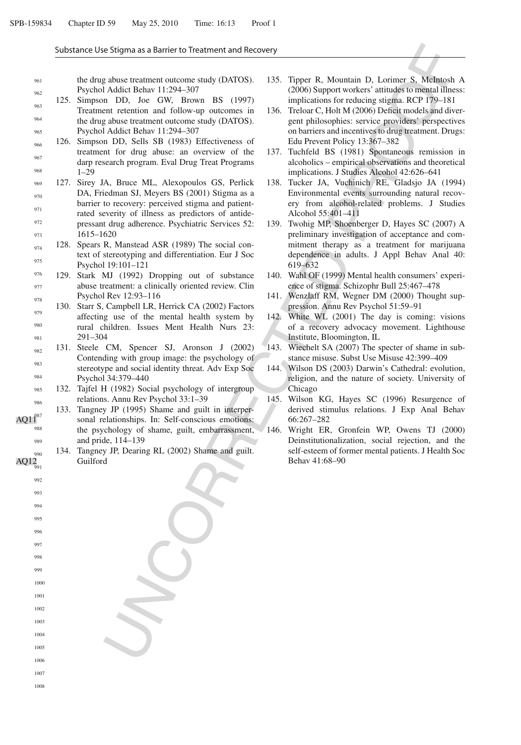the drug abuse treatment outcome study (DATOS). Psychol Addict Behav 11:294–307

125. Simpson DD, Joe GW, Brown BS (1997) Treatment retention and follow-up outcomes in the drug abuse treatment outcome study (DATOS). Psychol Addict Behav 11:294–307
126. Simpson DD, Sells SB (1983) Effectiveness of treatment for drug abuse: an overview of the darp research program. Eval Drug Treat Programs 1–29
127. Sirey JA, Bruce ML, Alexopoulos GS, Perlick DA, Friedman SJ, Meyers BS (2001) Stigma as a barrier to recovery: perceived stigma and patient-rated severity of illness as predictors of antidepressant drug adherence. Psychiatric Services 52: 1615–1620
128. Spears R, Manstead ASR (1989) The social context of stereotyping and differentiation. Eur J Soc Psychol 19:101–121
129. Stark MJ (1992) Dropping out of substance abuse treatment: a clinically oriented review. Clin Psychol Rev 12:93–116
130. Starr S, Campbell LR, Herrick CA (2002) Factors affecting use of the mental health system by rural children. Issues Ment Health Nurs 23: 291–304
131. Steele CM, Spencer SJ, Aronson J (2002) Contending with group image: the psychology of stereotype and social identity threat. Adv Exp Soc Psychol 34:379–440
132. Tajfel H (1982) Social psychology of intergroup relations. Annu Rev Psychol 33:1–39
133. Tangney JP (1995) Shame and guilt in interpersonal relationships. In: Self-conscious emotions: the psychology of shame, guilt, embarrassment, and pride, 114–139
134. Tangney JP, Dearing RL (2002) Shame and guilt. Guilford
135. Tipper R, Mountain D, Lorimer S, McIntosh A (2006) Support workers' attitudes to mental illness: implications for reducing stigma. RCP 179–181
136. Treloar C, Holt M (2006) Deficit models and divergent philosophies: service providers' perspectives on barriers and incentives to drug treatment. Drugs: Edu Prevent Policy 13:367–382
137. Tuchfeld BS (1981) Spontaneous remission in alcoholics – empirical observations and theoretical implications. J Studies Alcohol 42:626–641
138. Tucker JA, Vuchinich RE, Gladsjo JA (1994) Environmental events surrounding natural recovery from alcohol-related problems. J Studies Alcohol 55:401–411
139. Twohig MP, Shoenberger D, Hayes SC (2007) A preliminary investigation of acceptance and commitment therapy as a treatment for marijuana dependence in adults. J Appl Behav Anal 40: 619–632
140. Wahl OF (1999) Mental health consumers' experience of stigma. Schizophr Bull 25:467–478
141. Wenzlaff RM, Wegner DM (2000) Thought suppression. Annu Rev Psychol 51:59–91
142. White WL (2001) The day is coming: visions of a recovery advocacy movement. Lighthouse Institute, Bloomington, IL
143. Wiechelt SA (2007) The specter of shame in substance misuse. Subst Use Misuse 42:399–409
144. Wilson DS (2003) Darwin's Cathedral: evolution, religion, and the nature of society. University of Chicago
145. Wilson KG, Hayes SC (1996) Resurgence of derived stimulus relations. J Exp Anal Behav 66:267–282
146. Wright ER, Gronfein WP, Owens TJ (2000) Deinstitutionalization, social rejection, and the self-esteem of former mental patients. J Health Soc Behav 41:68–90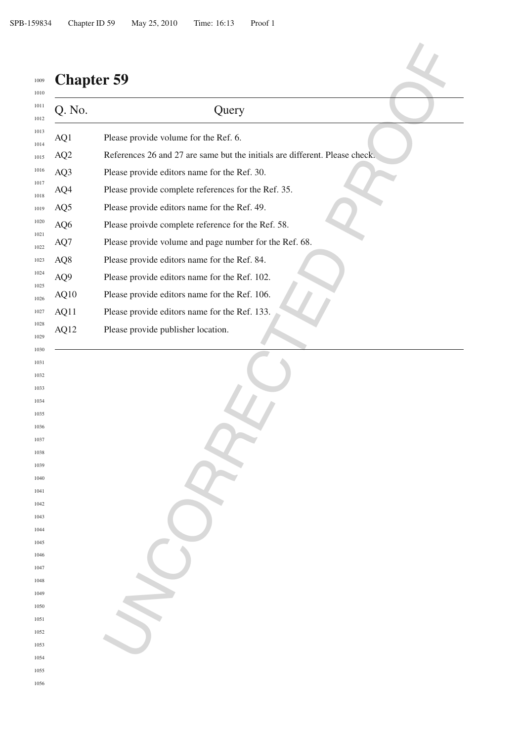# Chapter 59

| Q. No. | Query |
|---|---|
| AQ1 | Please provide volume for the Ref. 6. |
| AQ2 | References 26 and 27 are same but the initials are different. Please check. |
| AQ3 | Please provide editors name for the Ref. 30. |
| AQ4 | Please provide complete references for the Ref. 35. |
| AQ5 | Please provide editors name for the Ref. 49. |
| AQ6 | Please proivde complete reference for the Ref. 58. |
| AQ7 | Please provide volume and page number for the Ref. 68. |
| AQ8 | Please provide editors name for the Ref. 84. |
| AQ9 | Please provide editors name for the Ref. 102. |
| AQ10 | Please provide editors name for the Ref. 106. |
| AQ11 | Please provide editors name for the Ref. 133. |
| AQ12 | Please provide publisher location. |